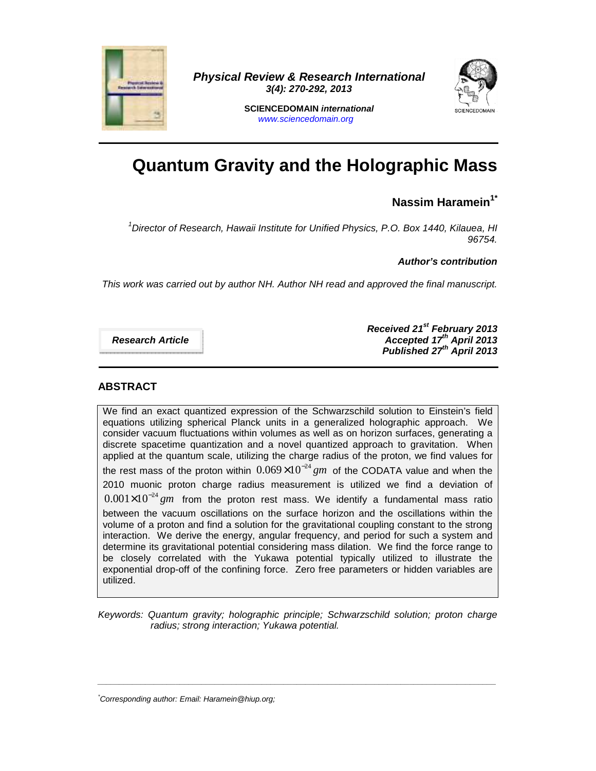# Quantum Gravity and the Holographic Mass

**Nassim Haramein[1*]**

*[1]Director of Research, Hawaii Institute for Unified Physics, P.O. Box 1440, Kilauea, HI 96754.*

***Author's contribution***

*This work was carried out by author NH. Author NH read and approved the final manuscript.*

***Research Article***

***Received 21st February 2013***
***Accepted 17th April 2013***
***Published 27th April 2013***

## ABSTRACT

We find an exact quantized expression of the Schwarzschild solution to Einstein's field equations utilizing spherical Planck units in a generalized holographic approach. We consider vacuum fluctuations within volumes as well as on horizon surfaces, generating a discrete spacetime quantization and a novel quantized approach to gravitation. When applied at the quantum scale, utilizing the charge radius of the proton, we find values for the rest mass of the proton within $0.069 \times 10^{-24} gm$ of the CODATA value and when the 2010 muonic proton charge radius measurement is utilized we find a deviation of $0.001 \times 10^{-24} gm$ from the proton rest mass. We identify a fundamental mass ratio between the vacuum oscillations on the surface horizon and the oscillations within the volume of a proton and find a solution for the gravitational coupling constant to the strong interaction. We derive the energy, angular frequency, and period for such a system and determine its gravitational potential considering mass dilation. We find the force range to be closely correlated with the Yukawa potential typically utilized to illustrate the exponential drop-off of the confining force. Zero free parameters or hidden variables are utilized.

*Keywords: Quantum gravity; holographic principle; Schwarzschild solution; proton charge radius; strong interaction; Yukawa potential.*

---

*[*]Corresponding author: Email: Haramein@hiup.org;*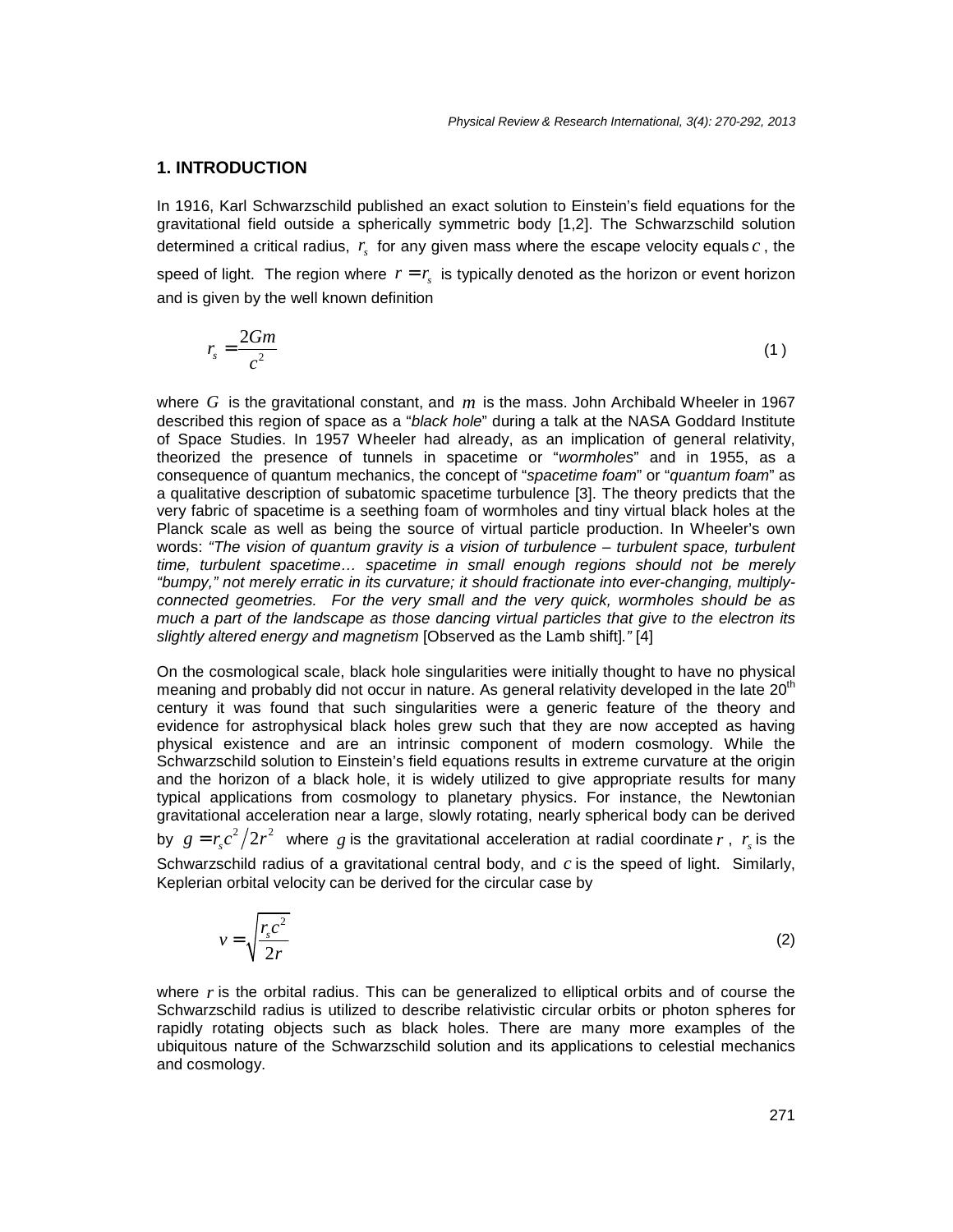## 1. INTRODUCTION

In 1916, Karl Schwarzschild published an exact solution to Einstein's field equations for the gravitational field outside a spherically symmetric body [1,2]. The Schwarzschild solution determined a critical radius, $r_s$ for any given mass where the escape velocity equals $c$, the speed of light. The region where $r = r_s$ is typically denoted as the horizon or event horizon and is given by the well known definition

$$r_s = \frac{2Gm}{c^2} \tag{1}$$

where $G$ is the gravitational constant, and $m$ is the mass. John Archibald Wheeler in 1967 described this region of space as a "*black hole*" during a talk at the NASA Goddard Institute of Space Studies. In 1957 Wheeler had already, as an implication of general relativity, theorized the presence of tunnels in spacetime or "*wormholes*" and in 1955, as a consequence of quantum mechanics, the concept of "*spacetime foam*" or "*quantum foam*" as a qualitative description of subatomic spacetime turbulence [3]. The theory predicts that the very fabric of spacetime is a seething foam of wormholes and tiny virtual black holes at the Planck scale as well as being the source of virtual particle production. In Wheeler's own words: *"The vision of quantum gravity is a vision of turbulence – turbulent space, turbulent time, turbulent spacetime… spacetime in small enough regions should not be merely "bumpy," not merely erratic in its curvature; it should fractionate into ever-changing, multiply-connected geometries. For the very small and the very quick, wormholes should be as much a part of the landscape as those dancing virtual particles that give to the electron its slightly altered energy and magnetism* [Observed as the Lamb shift]*."* [4]

On the cosmological scale, black hole singularities were initially thought to have no physical meaning and probably did not occur in nature. As general relativity developed in the late 20th century it was found that such singularities were a generic feature of the theory and evidence for astrophysical black holes grew such that they are now accepted as having physical existence and are an intrinsic component of modern cosmology. While the Schwarzschild solution to Einstein's field equations results in extreme curvature at the origin and the horizon of a black hole, it is widely utilized to give appropriate results for many typical applications from cosmology to planetary physics. For instance, the Newtonian gravitational acceleration near a large, slowly rotating, nearly spherical body can be derived by $g = r_s c^2 / 2r^2$ where $g$ is the gravitational acceleration at radial coordinate $r$, $r_s$ is the Schwarzschild radius of a gravitational central body, and $c$ is the speed of light. Similarly, Keplerian orbital velocity can be derived for the circular case by

$$v = \sqrt{\frac{r_s c^2}{2r}} \tag{2}$$

where $r$ is the orbital radius. This can be generalized to elliptical orbits and of course the Schwarzschild radius is utilized to describe relativistic circular orbits or photon spheres for rapidly rotating objects such as black holes. There are many more examples of the ubiquitous nature of the Schwarzschild solution and its applications to celestial mechanics and cosmology.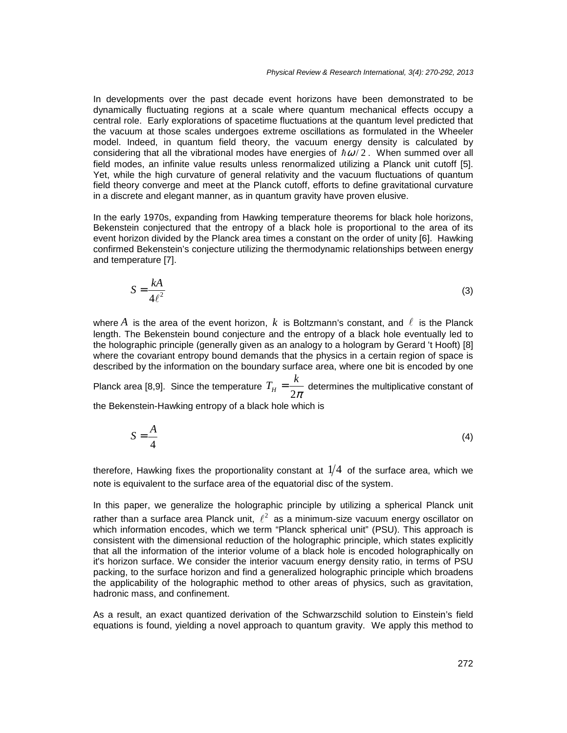In developments over the past decade event horizons have been demonstrated to be dynamically fluctuating regions at a scale where quantum mechanical effects occupy a central role. Early explorations of spacetime fluctuations at the quantum level predicted that the vacuum at those scales undergoes extreme oscillations as formulated in the Wheeler model. Indeed, in quantum field theory, the vacuum energy density is calculated by considering that all the vibrational modes have energies of $\hbar\omega/2$. When summed over all field modes, an infinite value results unless renormalized utilizing a Planck unit cutoff [5]. Yet, while the high curvature of general relativity and the vacuum fluctuations of quantum field theory converge and meet at the Planck cutoff, efforts to define gravitational curvature in a discrete and elegant manner, as in quantum gravity have proven elusive.

In the early 1970s, expanding from Hawking temperature theorems for black hole horizons, Bekenstein conjectured that the entropy of a black hole is proportional to the area of its event horizon divided by the Planck area times a constant on the order of unity [6]. Hawking confirmed Bekenstein's conjecture utilizing the thermodynamic relationships between energy and temperature [7].

$$S = \frac{kA}{4\ell^2} \tag{3}$$

where $A$ is the area of the event horizon, $k$ is Boltzmann's constant, and $\ell$ is the Planck length. The Bekenstein bound conjecture and the entropy of a black hole eventually led to the holographic principle (generally given as an analogy to a hologram by Gerard 't Hooft) [8] where the covariant entropy bound demands that the physics in a certain region of space is described by the information on the boundary surface area, where one bit is encoded by one Planck area [8,9]. Since the temperature $T_H = \frac{k}{2\pi}$ determines the multiplicative constant of the Bekenstein-Hawking entropy of a black hole which is

$$S = \frac{A}{4} \tag{4}$$

therefore, Hawking fixes the proportionality constant at $1/4$ of the surface area, which we note is equivalent to the surface area of the equatorial disc of the system.

In this paper, we generalize the holographic principle by utilizing a spherical Planck unit rather than a surface area Planck unit, $\ell^2$ as a minimum-size vacuum energy oscillator on which information encodes, which we term "Planck spherical unit" (PSU). This approach is consistent with the dimensional reduction of the holographic principle, which states explicitly that all the information of the interior volume of a black hole is encoded holographically on it's horizon surface. We consider the interior vacuum energy density ratio, in terms of PSU packing, to the surface horizon and find a generalized holographic principle which broadens the applicability of the holographic method to other areas of physics, such as gravitation, hadronic mass, and confinement.

As a result, an exact quantized derivation of the Schwarzschild solution to Einstein's field equations is found, yielding a novel approach to quantum gravity. We apply this method to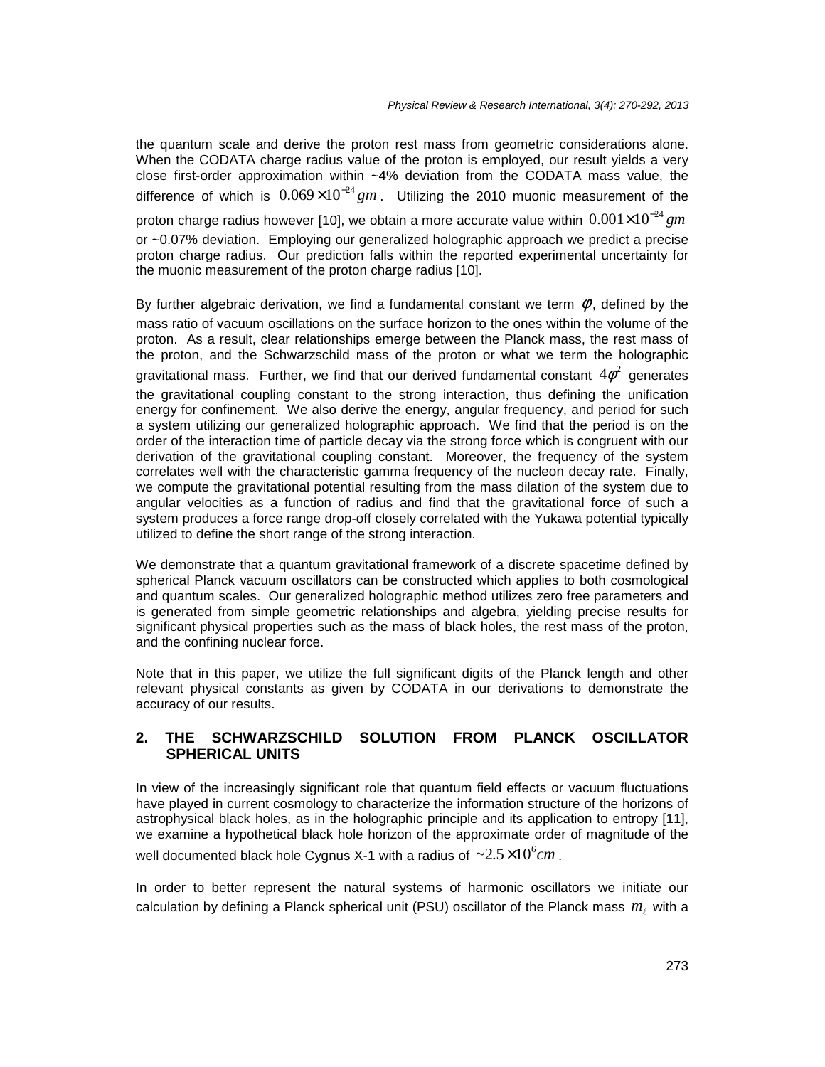the quantum scale and derive the proton rest mass from geometric considerations alone. When the CODATA charge radius value of the proton is employed, our result yields a very close first-order approximation within ~4% deviation from the CODATA mass value, the difference of which is $0.069\times10^{-24}\,gm$. Utilizing the 2010 muonic measurement of the proton charge radius however [10], we obtain a more accurate value within $0.001\times10^{-24}\,gm$ or ~0.07% deviation. Employing our generalized holographic approach we predict a precise proton charge radius. Our prediction falls within the reported experimental uncertainty for the muonic measurement of the proton charge radius [10].

By further algebraic derivation, we find a fundamental constant we term $\phi$, defined by the mass ratio of vacuum oscillations on the surface horizon to the ones within the volume of the proton. As a result, clear relationships emerge between the Planck mass, the rest mass of the proton, and the Schwarzschild mass of the proton or what we term the holographic gravitational mass. Further, we find that our derived fundamental constant $4\phi^2$ generates the gravitational coupling constant to the strong interaction, thus defining the unification energy for confinement. We also derive the energy, angular frequency, and period for such a system utilizing our generalized holographic approach. We find that the period is on the order of the interaction time of particle decay via the strong force which is congruent with our derivation of the gravitational coupling constant. Moreover, the frequency of the system correlates well with the characteristic gamma frequency of the nucleon decay rate. Finally, we compute the gravitational potential resulting from the mass dilation of the system due to angular velocities as a function of radius and find that the gravitational force of such a system produces a force range drop-off closely correlated with the Yukawa potential typically utilized to define the short range of the strong interaction.

We demonstrate that a quantum gravitational framework of a discrete spacetime defined by spherical Planck vacuum oscillators can be constructed which applies to both cosmological and quantum scales. Our generalized holographic method utilizes zero free parameters and is generated from simple geometric relationships and algebra, yielding precise results for significant physical properties such as the mass of black holes, the rest mass of the proton, and the confining nuclear force.

Note that in this paper, we utilize the full significant digits of the Planck length and other relevant physical constants as given by CODATA in our derivations to demonstrate the accuracy of our results.

## 2. THE SCHWARZSCHILD SOLUTION FROM PLANCK OSCILLATOR SPHERICAL UNITS

In view of the increasingly significant role that quantum field effects or vacuum fluctuations have played in current cosmology to characterize the information structure of the horizons of astrophysical black holes, as in the holographic principle and its application to entropy [11], we examine a hypothetical black hole horizon of the approximate order of magnitude of the well documented black hole Cygnus X-1 with a radius of $\sim2.5\times10^{6}cm$.

In order to better represent the natural systems of harmonic oscillators we initiate our calculation by defining a Planck spherical unit (PSU) oscillator of the Planck mass $m_\ell$ with a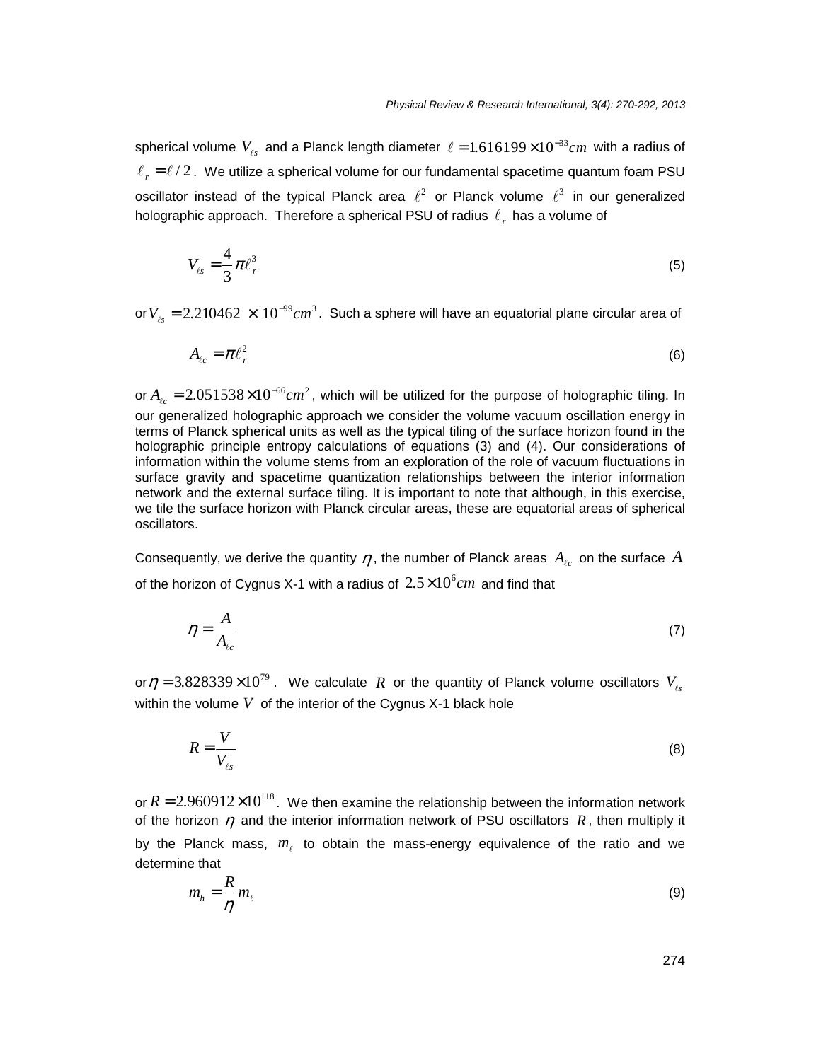spherical volume $V_{\ell s}$ and a Planck length diameter $\ell = 1.616199 \times 10^{-33} cm$ with a radius of $\ell_r = \ell / 2$. We utilize a spherical volume for our fundamental spacetime quantum foam PSU oscillator instead of the typical Planck area $\ell^2$ or Planck volume $\ell^3$ in our generalized holographic approach. Therefore a spherical PSU of radius $\ell_r$ has a volume of

$$V_{\ell s} = \frac{4}{3}\pi \ell_r^3 \tag{5}$$

or $V_{\ell s} = 2.210462 \times 10^{-99} cm^3$. Such a sphere will have an equatorial plane circular area of

$$A_{\ell c} = \pi \ell_r^2 \tag{6}$$

or $A_{\ell c} = 2.051538 \times 10^{-66} cm^2$, which will be utilized for the purpose of holographic tiling. In our generalized holographic approach we consider the volume vacuum oscillation energy in terms of Planck spherical units as well as the typical tiling of the surface horizon found in the holographic principle entropy calculations of equations (3) and (4). Our considerations of information within the volume stems from an exploration of the role of vacuum fluctuations in surface gravity and spacetime quantization relationships between the interior information network and the external surface tiling. It is important to note that although, in this exercise, we tile the surface horizon with Planck circular areas, these are equatorial areas of spherical oscillators.

Consequently, we derive the quantity $\eta$, the number of Planck areas $A_{\ell c}$ on the surface $A$ of the horizon of Cygnus X-1 with a radius of $2.5 \times 10^6 cm$ and find that

$$\eta = \frac{A}{A_{\ell c}} \tag{7}$$

or $\eta = 3.828339 \times 10^{79}$. We calculate $R$ or the quantity of Planck volume oscillators $V_{\ell s}$ within the volume $V$ of the interior of the Cygnus X-1 black hole

$$R = \frac{V}{V_{\ell s}} \tag{8}$$

or $R = 2.960912 \times 10^{118}$. We then examine the relationship between the information network of the horizon $\eta$ and the interior information network of PSU oscillators $R$, then multiply it by the Planck mass, $m_\ell$ to obtain the mass-energy equivalence of the ratio and we determine that

$$m_h = \frac{R}{\eta} m_\ell \tag{9}$$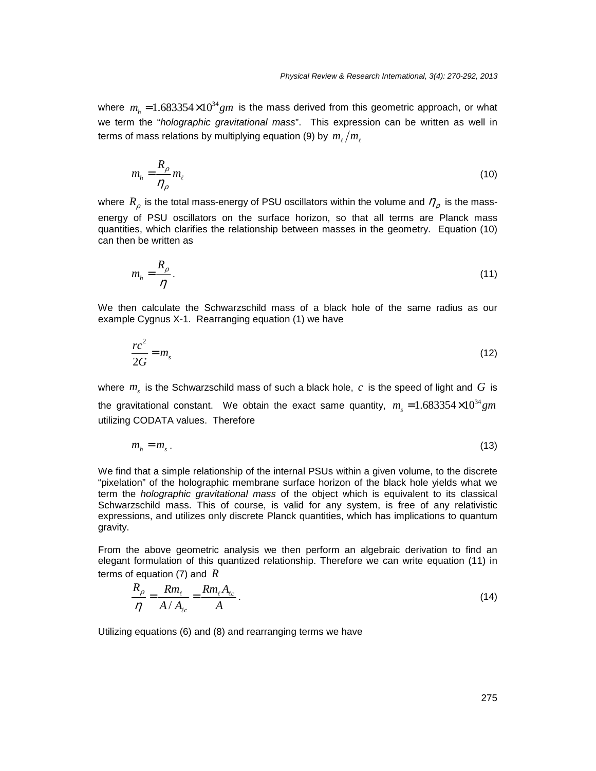where $m_h = 1.683354 \times 10^{34} gm$ is the mass derived from this geometric approach, or what we term the "*holographic gravitational mass*". This expression can be written as well in terms of mass relations by multiplying equation (9) by $m_\ell / m_\ell$

$$m_h = \frac{R_\rho}{\eta_\rho} m_\ell \tag{10}$$

where $R_\rho$ is the total mass-energy of PSU oscillators within the volume and $\eta_\rho$ is the mass-energy of PSU oscillators on the surface horizon, so that all terms are Planck mass quantities, which clarifies the relationship between masses in the geometry. Equation (10) can then be written as

$$m_h = \frac{R_\rho}{\eta}. \tag{11}$$

We then calculate the Schwarzschild mass of a black hole of the same radius as our example Cygnus X-1. Rearranging equation (1) we have

$$\frac{rc^2}{2G} = m_s \tag{12}$$

where $m_s$ is the Schwarzschild mass of such a black hole, $c$ is the speed of light and $G$ is the gravitational constant. We obtain the exact same quantity, $m_s = 1.683354 \times 10^{34} gm$ utilizing CODATA values. Therefore

$$m_h = m_s. \tag{13}$$

We find that a simple relationship of the internal PSUs within a given volume, to the discrete "pixelation" of the holographic membrane surface horizon of the black hole yields what we term the *holographic gravitational mass* of the object which is equivalent to its classical Schwarzschild mass. This of course, is valid for any system, is free of any relativistic expressions, and utilizes only discrete Planck quantities, which has implications to quantum gravity.

From the above geometric analysis we then perform an algebraic derivation to find an elegant formulation of this quantized relationship. Therefore we can write equation (11) in terms of equation (7) and $R$

$$\frac{R_\rho}{\eta} = \frac{Rm_\ell}{A / A_{\ell c}} = \frac{Rm_\ell A_{\ell c}}{A}. \tag{14}$$

Utilizing equations (6) and (8) and rearranging terms we have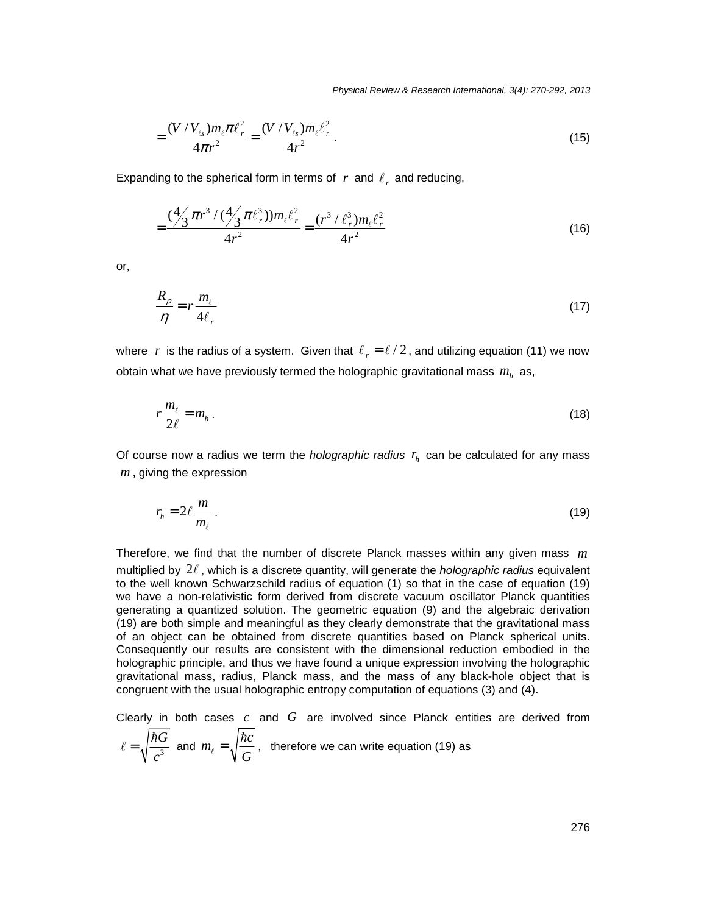$$= \frac{(V/V_{\ell s}) m_\ell \pi \ell_r^2}{4\pi r^2} = \frac{(V/V_{\ell s}) m_\ell \ell_r^2}{4 r^2}. \tag{15}$$

Expanding to the spherical form in terms of $r$ and $\ell_r$ and reducing,

$$= \frac{(\tfrac{4}{3}\pi r^3 / (\tfrac{4}{3}\pi \ell_r^3)) m_\ell \ell_r^2}{4r^2} = \frac{(r^3/\ell_r^3) m_\ell \ell_r^2}{4r^2} \tag{16}$$

or,

$$\frac{R_\rho}{\eta} = r\frac{m_\ell}{4\ell_r} \tag{17}$$

where $r$ is the radius of a system. Given that $\ell_r = \ell/2$, and utilizing equation (11) we now obtain what we have previously termed the holographic gravitational mass $m_h$ as,

$$r\frac{m_\ell}{2\ell} = m_h. \tag{18}$$

Of course now a radius we term the *holographic radius* $r_h$ can be calculated for any mass $m$, giving the expression

$$r_h = 2\ell \frac{m}{m_\ell}. \tag{19}$$

Therefore, we find that the number of discrete Planck masses within any given mass $m$ multiplied by $2\ell$, which is a discrete quantity, will generate the *holographic radius* equivalent to the well known Schwarzschild radius of equation (1) so that in the case of equation (19) we have a non-relativistic form derived from discrete vacuum oscillator Planck quantities generating a quantized solution. The geometric equation (9) and the algebraic derivation (19) are both simple and meaningful as they clearly demonstrate that the gravitational mass of an object can be obtained from discrete quantities based on Planck spherical units. Consequently our results are consistent with the dimensional reduction embodied in the holographic principle, and thus we have found a unique expression involving the holographic gravitational mass, radius, Planck mass, and the mass of any black-hole object that is congruent with the usual holographic entropy computation of equations (3) and (4).

Clearly in both cases $c$ and $G$ are involved since Planck entities are derived from $\ell = \sqrt{\frac{\hbar G}{c^3}}$ and $m_\ell = \sqrt{\frac{\hbar c}{G}}$, therefore we can write equation (19) as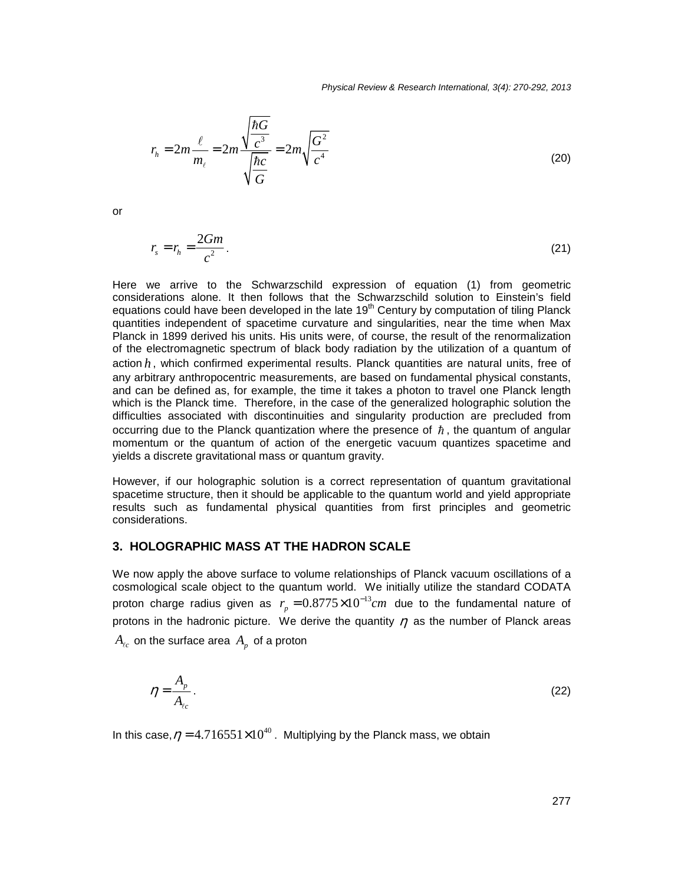$$r_h = 2m\frac{\ell}{m_\ell} = 2m\frac{\sqrt{\frac{\hbar G}{c^3}}}{\sqrt{\frac{\hbar c}{G}}} = 2m\sqrt{\frac{G^2}{c^4}} \tag{20}$$

or

$$r_s = r_h = \frac{2Gm}{c^2}. \tag{21}$$

Here we arrive to the Schwarzschild expression of equation (1) from geometric considerations alone. It then follows that the Schwarzschild solution to Einstein's field equations could have been developed in the late 19th Century by computation of tiling Planck quantities independent of spacetime curvature and singularities, near the time when Max Planck in 1899 derived his units. His units were, of course, the result of the renormalization of the electromagnetic spectrum of black body radiation by the utilization of a quantum of action $h$, which confirmed experimental results. Planck quantities are natural units, free of any arbitrary anthropocentric measurements, are based on fundamental physical constants, and can be defined as, for example, the time it takes a photon to travel one Planck length which is the Planck time. Therefore, in the case of the generalized holographic solution the difficulties associated with discontinuities and singularity production are precluded from occurring due to the Planck quantization where the presence of $\hbar$, the quantum of angular momentum or the quantum of action of the energetic vacuum quantizes spacetime and yields a discrete gravitational mass or quantum gravity.

However, if our holographic solution is a correct representation of quantum gravitational spacetime structure, then it should be applicable to the quantum world and yield appropriate results such as fundamental physical quantities from first principles and geometric considerations.

## 3. HOLOGRAPHIC MASS AT THE HADRON SCALE

We now apply the above surface to volume relationships of Planck vacuum oscillations of a cosmological scale object to the quantum world. We initially utilize the standard CODATA proton charge radius given as $r_p = 0.8775 \times 10^{-13} cm$ due to the fundamental nature of protons in the hadronic picture. We derive the quantity $\eta$ as the number of Planck areas $A_{\ell c}$ on the surface area $A_p$ of a proton

$$\eta = \frac{A_p}{A_{\ell c}}. \tag{22}$$

In this case, $\eta = 4.716551 \times 10^{40}$. Multiplying by the Planck mass, we obtain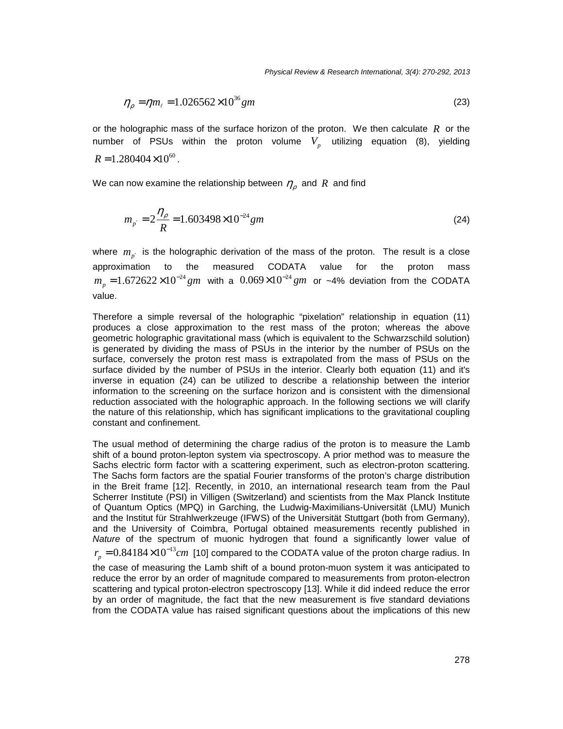$$\eta_\rho = \eta m_\ell = 1.026562 \times 10^{36} gm \tag{23}$$

or the holographic mass of the surface horizon of the proton. We then calculate $R$ or the number of PSUs within the proton volume $V_p$ utilizing equation (8), yielding $R = 1.280404 \times 10^{60}$.

We can now examine the relationship between $\eta_\rho$ and $R$ and find

$$m_{p'} = 2\frac{\eta_\rho}{R} = 1.603498 \times 10^{-24} gm \tag{24}$$

where $m_{p'}$ is the holographic derivation of the mass of the proton. The result is a close approximation to the measured CODATA value for the proton mass $m_p = 1.672622 \times 10^{-24} gm$ with a $0.069 \times 10^{-24} gm$ or ~4% deviation from the CODATA value.

Therefore a simple reversal of the holographic "pixelation" relationship in equation (11) produces a close approximation to the rest mass of the proton; whereas the above geometric holographic gravitational mass (which is equivalent to the Schwarzschild solution) is generated by dividing the mass of PSUs in the interior by the number of PSUs on the surface, conversely the proton rest mass is extrapolated from the mass of PSUs on the surface divided by the number of PSUs in the interior. Clearly both equation (11) and it's inverse in equation (24) can be utilized to describe a relationship between the interior information to the screening on the surface horizon and is consistent with the dimensional reduction associated with the holographic approach. In the following sections we will clarify the nature of this relationship, which has significant implications to the gravitational coupling constant and confinement.

The usual method of determining the charge radius of the proton is to measure the Lamb shift of a bound proton-lepton system via spectroscopy. A prior method was to measure the Sachs electric form factor with a scattering experiment, such as electron-proton scattering. The Sachs form factors are the spatial Fourier transforms of the proton's charge distribution in the Breit frame [12]. Recently, in 2010, an international research team from the Paul Scherrer Institute (PSI) in Villigen (Switzerland) and scientists from the Max Planck Institute of Quantum Optics (MPQ) in Garching, the Ludwig-Maximilians-Universität (LMU) Munich and the Institut für Strahlwerkzeuge (IFWS) of the Universität Stuttgart (both from Germany), and the University of Coimbra, Portugal obtained measurements recently published in *Nature* of the spectrum of muonic hydrogen that found a significantly lower value of $r_p = 0.84184 \times 10^{-13} cm$ [10] compared to the CODATA value of the proton charge radius. In the case of measuring the Lamb shift of a bound proton-muon system it was anticipated to reduce the error by an order of magnitude compared to measurements from proton-electron scattering and typical proton-electron spectroscopy [13]. While it did indeed reduce the error by an order of magnitude, the fact that the new measurement is five standard deviations from the CODATA value has raised significant questions about the implications of this new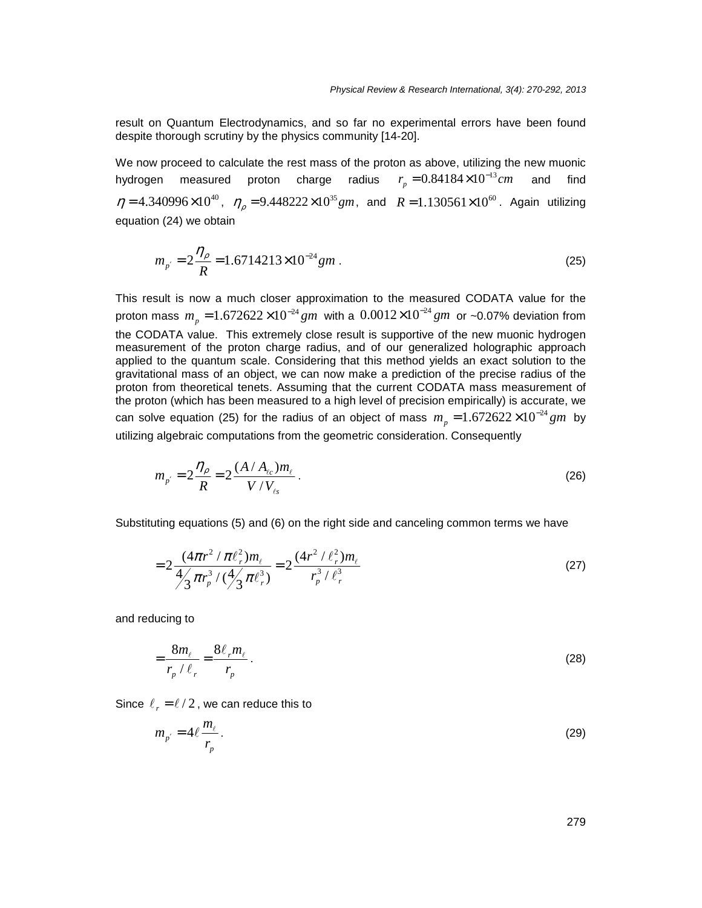result on Quantum Electrodynamics, and so far no experimental errors have been found despite thorough scrutiny by the physics community [14-20].

We now proceed to calculate the rest mass of the proton as above, utilizing the new muonic hydrogen measured proton charge radius $r_p = 0.84184 \times 10^{-13} cm$ and find $\eta = 4.340996 \times 10^{40}$, $\eta_\rho = 9.448222 \times 10^{35} gm$, and $R = 1.130561 \times 10^{60}$. Again utilizing equation (24) we obtain

$$m_{p'} = 2\frac{\eta_\rho}{R} = 1.6714213 \times 10^{-24} gm \,. \tag{25}$$

This result is now a much closer approximation to the measured CODATA value for the proton mass $m_p = 1.672622 \times 10^{-24} gm$ with a $0.0012 \times 10^{-24} gm$ or ~0.07% deviation from the CODATA value. This extremely close result is supportive of the new muonic hydrogen measurement of the proton charge radius, and of our generalized holographic approach applied to the quantum scale. Considering that this method yields an exact solution to the gravitational mass of an object, we can now make a prediction of the precise radius of the proton from theoretical tenets. Assuming that the current CODATA mass measurement of the proton (which has been measured to a high level of precision empirically) is accurate, we can solve equation (25) for the radius of an object of mass $m_p = 1.672622 \times 10^{-24} gm$ by utilizing algebraic computations from the geometric consideration. Consequently

$$m_{p'} = 2\frac{\eta_\rho}{R} = 2\frac{(A/A_{\ell c})m_\ell}{V/V_{\ell s}} \,. \tag{26}$$

Substituting equations (5) and (6) on the right side and canceling common terms we have

$$= 2\frac{(4\pi r^2/\pi \ell_r^2)m_\ell}{\frac{4}{3}\pi r_p^3/(\frac{4}{3}\pi \ell_r^3)} = 2\frac{(4r^2/\ell_r^2)m_\ell}{r_p^3/\ell_r^3} \tag{27}$$

and reducing to

$$= \frac{8m_\ell}{r_p/\ell_r} = \frac{8\ell_r m_\ell}{r_p} \,. \tag{28}$$

Since $\ell_r = \ell/2$, we can reduce this to

$$m_{p'} = 4\ell \frac{m_\ell}{r_p} \,. \tag{29}$$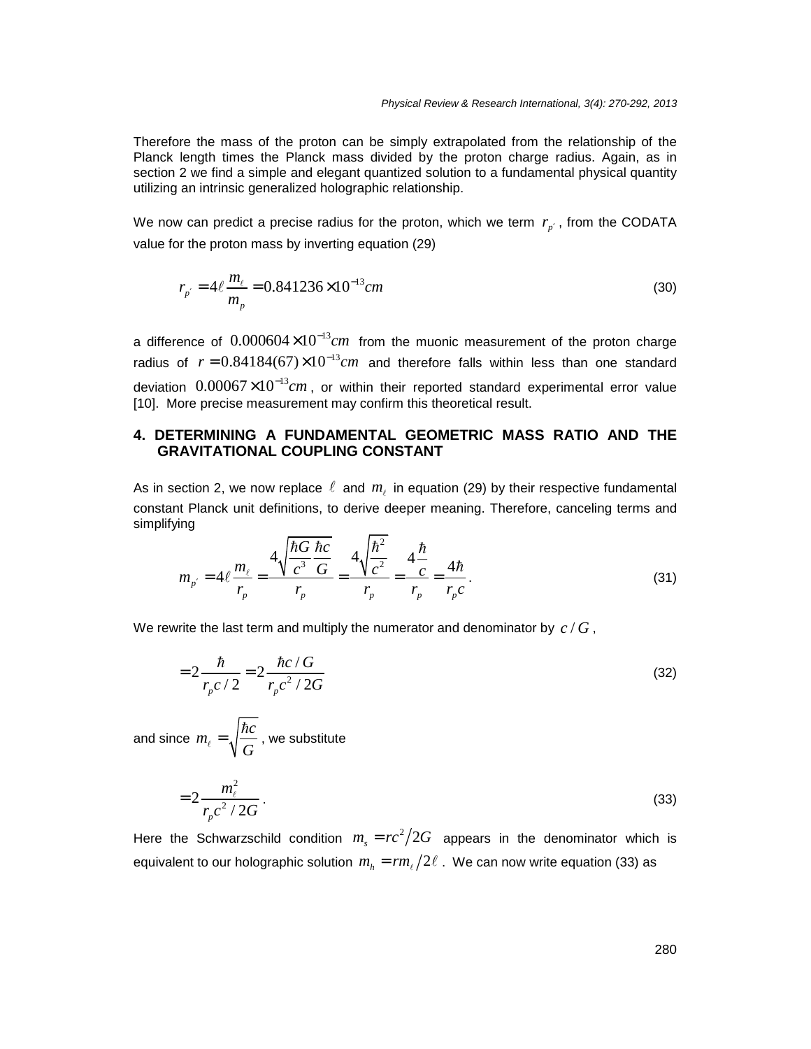Therefore the mass of the proton can be simply extrapolated from the relationship of the Planck length times the Planck mass divided by the proton charge radius. Again, as in section 2 we find a simple and elegant quantized solution to a fundamental physical quantity utilizing an intrinsic generalized holographic relationship.

We now can predict a precise radius for the proton, which we term $r_{p'}$, from the CODATA value for the proton mass by inverting equation (29)

$$r_{p'} = 4\ell \frac{m_\ell}{m_p} = 0.841236 \times 10^{-13} cm \tag{30}$$

a difference of $0.000604 \times 10^{-13} cm$ from the muonic measurement of the proton charge radius of $r = 0.84184(67) \times 10^{-13} cm$ and therefore falls within less than one standard deviation $0.00067 \times 10^{-13} cm$, or within their reported standard experimental error value [10]. More precise measurement may confirm this theoretical result.

## 4. DETERMINING A FUNDAMENTAL GEOMETRIC MASS RATIO AND THE GRAVITATIONAL COUPLING CONSTANT

As in section 2, we now replace $\ell$ and $m_\ell$ in equation (29) by their respective fundamental constant Planck unit definitions, to derive deeper meaning. Therefore, canceling terms and simplifying

$$m_{p'} = 4\ell \frac{m_\ell}{r_p} = \frac{4\sqrt{\dfrac{\hbar G}{c^3} \dfrac{\hbar c}{G}}}{r_p} = \frac{4\sqrt{\dfrac{\hbar^2}{c^2}}}{r_p} = \frac{4\dfrac{\hbar}{c}}{r_p} = \frac{4\hbar}{r_p c}. \tag{31}$$

We rewrite the last term and multiply the numerator and denominator by $c/G$,

$$= 2\frac{\hbar}{r_p c/2} = 2\frac{\hbar c/G}{r_p c^2/2G} \tag{32}$$

and since $m_\ell = \sqrt{\dfrac{\hbar c}{G}}$, we substitute

$$= 2\frac{m_\ell^2}{r_p c^2/2G}. \tag{33}$$

Here the Schwarzschild condition $m_s = rc^2/2G$ appears in the denominator which is equivalent to our holographic solution $m_h = rm_\ell/2\ell$. We can now write equation (33) as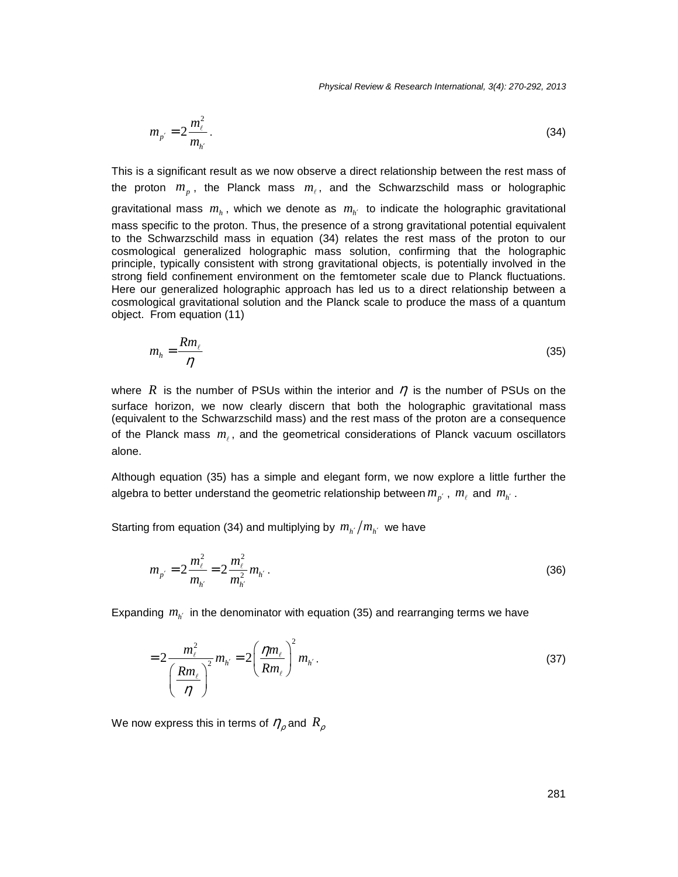$$m_{p'} = 2\frac{m_\ell^2}{m_{h'}}. \tag{34}$$

This is a significant result as we now observe a direct relationship between the rest mass of the proton $m_p$, the Planck mass $m_\ell$, and the Schwarzschild mass or holographic gravitational mass $m_h$, which we denote as $m_{h'}$ to indicate the holographic gravitational mass specific to the proton. Thus, the presence of a strong gravitational potential equivalent to the Schwarzschild mass in equation (34) relates the rest mass of the proton to our cosmological generalized holographic mass solution, confirming that the holographic principle, typically consistent with strong gravitational objects, is potentially involved in the strong field confinement environment on the femtometer scale due to Planck fluctuations. Here our generalized holographic approach has led us to a direct relationship between a cosmological gravitational solution and the Planck scale to produce the mass of a quantum object. From equation (11)

$$m_h = \frac{Rm_\ell}{\eta} \tag{35}$$

where $R$ is the number of PSUs within the interior and $\eta$ is the number of PSUs on the surface horizon, we now clearly discern that both the holographic gravitational mass (equivalent to the Schwarzschild mass) and the rest mass of the proton are a consequence of the Planck mass $m_\ell$, and the geometrical considerations of Planck vacuum oscillators alone.

Although equation (35) has a simple and elegant form, we now explore a little further the algebra to better understand the geometric relationship between $m_{p'}$, $m_\ell$ and $m_{h'}$.

Starting from equation (34) and multiplying by $m_{h'}/m_{h'}$ we have

$$m_{p'} = 2\frac{m_\ell^2}{m_{h'}} = 2\frac{m_\ell^2}{m_{h'}^2} m_{h'}. \tag{36}$$

Expanding $m_{h'}$ in the denominator with equation (35) and rearranging terms we have

$$= 2\frac{m_\ell^2}{\left(\frac{Rm_\ell}{\eta}\right)^2} m_{h'} = 2\left(\frac{\eta m_\ell}{Rm_\ell}\right)^2 m_{h'}. \tag{37}$$

We now express this in terms of $\eta_\rho$ and $R_\rho$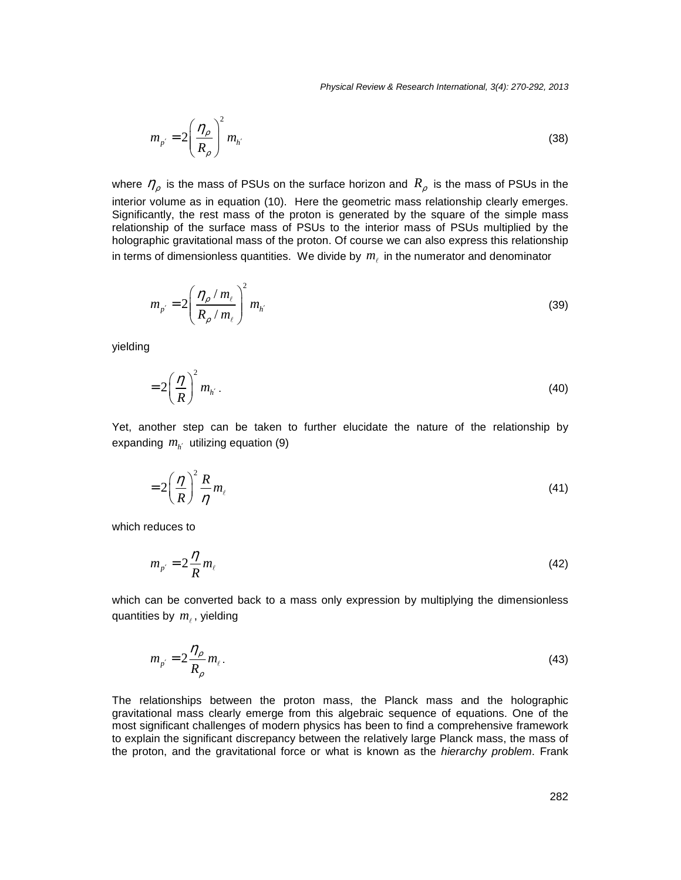$$m_{p'} = 2\left(\frac{\eta_\rho}{R_\rho}\right)^2 m_{h'} \tag{38}$$

where $\eta_\rho$ is the mass of PSUs on the surface horizon and $R_\rho$ is the mass of PSUs in the interior volume as in equation (10). Here the geometric mass relationship clearly emerges. Significantly, the rest mass of the proton is generated by the square of the simple mass relationship of the surface mass of PSUs to the interior mass of PSUs multiplied by the holographic gravitational mass of the proton. Of course we can also express this relationship in terms of dimensionless quantities. We divide by $m_\ell$ in the numerator and denominator

$$m_{p'} = 2\left(\frac{\eta_\rho / m_\ell}{R_\rho / m_\ell}\right)^2 m_{h'} \tag{39}$$

yielding

$$= 2\left(\frac{\eta}{R}\right)^2 m_{h'} . \tag{40}$$

Yet, another step can be taken to further elucidate the nature of the relationship by expanding $m_{h'}$ utilizing equation (9)

$$= 2\left(\frac{\eta}{R}\right)^2 \frac{R}{\eta} m_\ell \tag{41}$$

which reduces to

$$m_{p'} = 2\frac{\eta}{R} m_\ell \tag{42}$$

which can be converted back to a mass only expression by multiplying the dimensionless quantities by $m_\ell$, yielding

$$m_{p'} = 2\frac{\eta_\rho}{R_\rho} m_\ell . \tag{43}$$

The relationships between the proton mass, the Planck mass and the holographic gravitational mass clearly emerge from this algebraic sequence of equations. One of the most significant challenges of modern physics has been to find a comprehensive framework to explain the significant discrepancy between the relatively large Planck mass, the mass of the proton, and the gravitational force or what is known as the *hierarchy problem*. Frank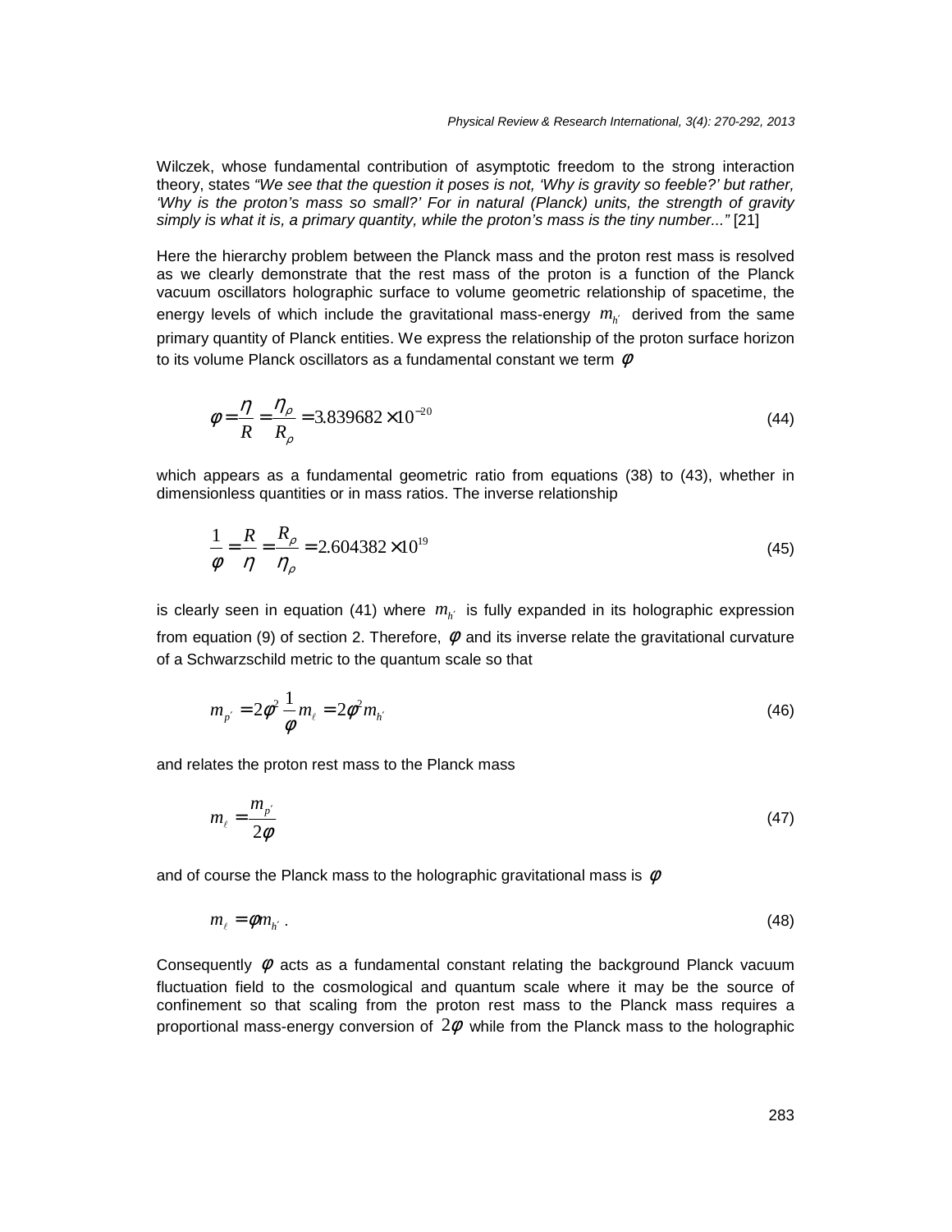Wilczek, whose fundamental contribution of asymptotic freedom to the strong interaction theory, states *"We see that the question it poses is not, 'Why is gravity so feeble?' but rather, 'Why is the proton's mass so small?' For in natural (Planck) units, the strength of gravity simply is what it is, a primary quantity, while the proton's mass is the tiny number..."* [21]

Here the hierarchy problem between the Planck mass and the proton rest mass is resolved as we clearly demonstrate that the rest mass of the proton is a function of the Planck vacuum oscillators holographic surface to volume geometric relationship of spacetime, the energy levels of which include the gravitational mass-energy $m_{h'}$ derived from the same primary quantity of Planck entities. We express the relationship of the proton surface horizon to its volume Planck oscillators as a fundamental constant we term $\phi$

$$\phi = \frac{\eta}{R} = \frac{\eta_\rho}{R_\rho} = 3.839682 \times 10^{-20} \tag{44}$$

which appears as a fundamental geometric ratio from equations (38) to (43), whether in dimensionless quantities or in mass ratios. The inverse relationship

$$\frac{1}{\phi} = \frac{R}{\eta} = \frac{R_\rho}{\eta_\rho} = 2.604382 \times 10^{19} \tag{45}$$

is clearly seen in equation (41) where $m_{h'}$ is fully expanded in its holographic expression from equation (9) of section 2. Therefore, $\phi$ and its inverse relate the gravitational curvature of a Schwarzschild metric to the quantum scale so that

$$m_{p'} = 2\phi^2 \frac{1}{\phi} m_\ell = 2\phi^2 m_{h'} \tag{46}$$

and relates the proton rest mass to the Planck mass

$$m_\ell = \frac{m_{p'}}{2\phi} \tag{47}$$

and of course the Planck mass to the holographic gravitational mass is $\phi$

$$m_\ell = \phi m_{h'} \, . \tag{48}$$

Consequently $\phi$ acts as a fundamental constant relating the background Planck vacuum fluctuation field to the cosmological and quantum scale where it may be the source of confinement so that scaling from the proton rest mass to the Planck mass requires a proportional mass-energy conversion of $2\phi$ while from the Planck mass to the holographic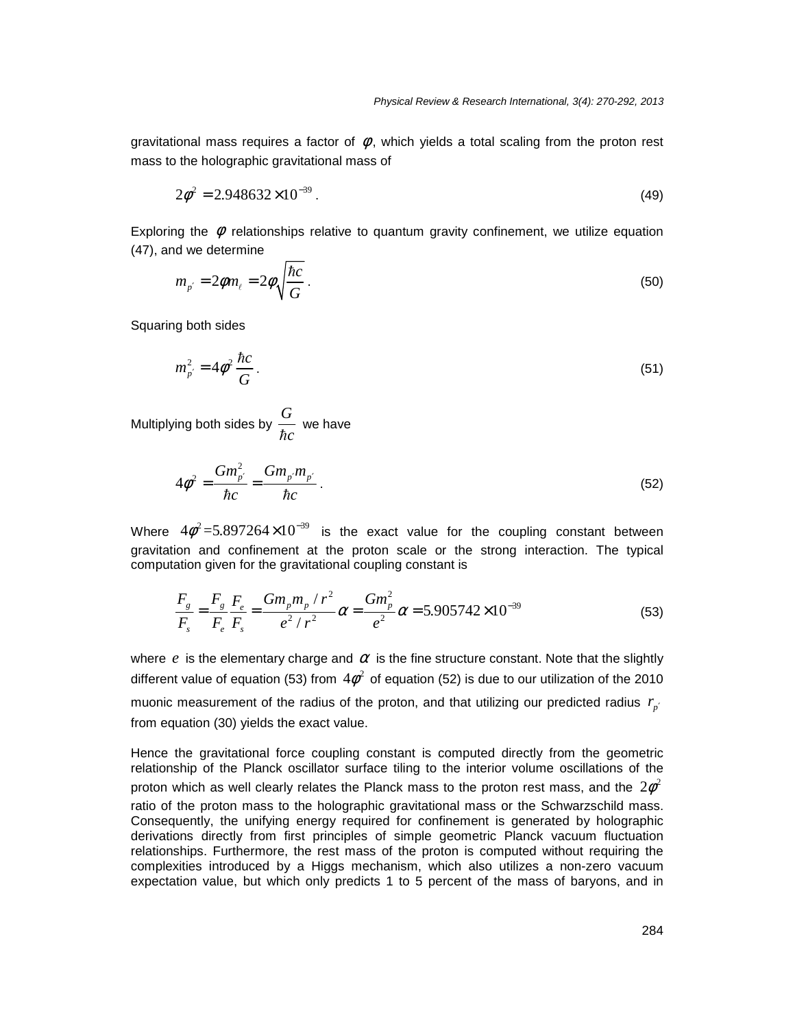gravitational mass requires a factor of $\phi$, which yields a total scaling from the proton rest mass to the holographic gravitational mass of

$$2\phi^2 = 2.948632 \times 10^{-39} \, . \tag{49}$$

Exploring the $\phi$ relationships relative to quantum gravity confinement, we utilize equation (47), and we determine

$$m_{p'} = 2\phi m_\ell = 2\phi \sqrt{\frac{\hbar c}{G}} \, . \tag{50}$$

Squaring both sides

$$m_{p'}^2 = 4\phi^2 \frac{\hbar c}{G} \, . \tag{51}$$

Multiplying both sides by $\dfrac{G}{\hbar c}$ we have

$$4\phi^2 = \frac{G m_{p'}^2}{\hbar c} = \frac{G m_{p'} m_{p'}}{\hbar c} \, . \tag{52}$$

Where $4\phi^2 = 5.897264 \times 10^{-39}$ is the exact value for the coupling constant between gravitation and confinement at the proton scale or the strong interaction. The typical computation given for the gravitational coupling constant is

$$\frac{F_g}{F_s} = \frac{F_g}{F_e}\frac{F_e}{F_s} = \frac{G m_p m_p / r^2}{e^2 / r^2}\alpha = \frac{G m_p^2}{e^2}\alpha = 5.905742 \times 10^{-39} \tag{53}$$

where $e$ is the elementary charge and $\alpha$ is the fine structure constant. Note that the slightly different value of equation (53) from $4\phi^2$ of equation (52) is due to our utilization of the 2010 muonic measurement of the radius of the proton, and that utilizing our predicted radius $r_{p'}$ from equation (30) yields the exact value.

Hence the gravitational force coupling constant is computed directly from the geometric relationship of the Planck oscillator surface tiling to the interior volume oscillations of the proton which as well clearly relates the Planck mass to the proton rest mass, and the $2\phi^2$ ratio of the proton mass to the holographic gravitational mass or the Schwarzschild mass. Consequently, the unifying energy required for confinement is generated by holographic derivations directly from first principles of simple geometric Planck vacuum fluctuation relationships. Furthermore, the rest mass of the proton is computed without requiring the complexities introduced by a Higgs mechanism, which also utilizes a non-zero vacuum expectation value, but which only predicts 1 to 5 percent of the mass of baryons, and in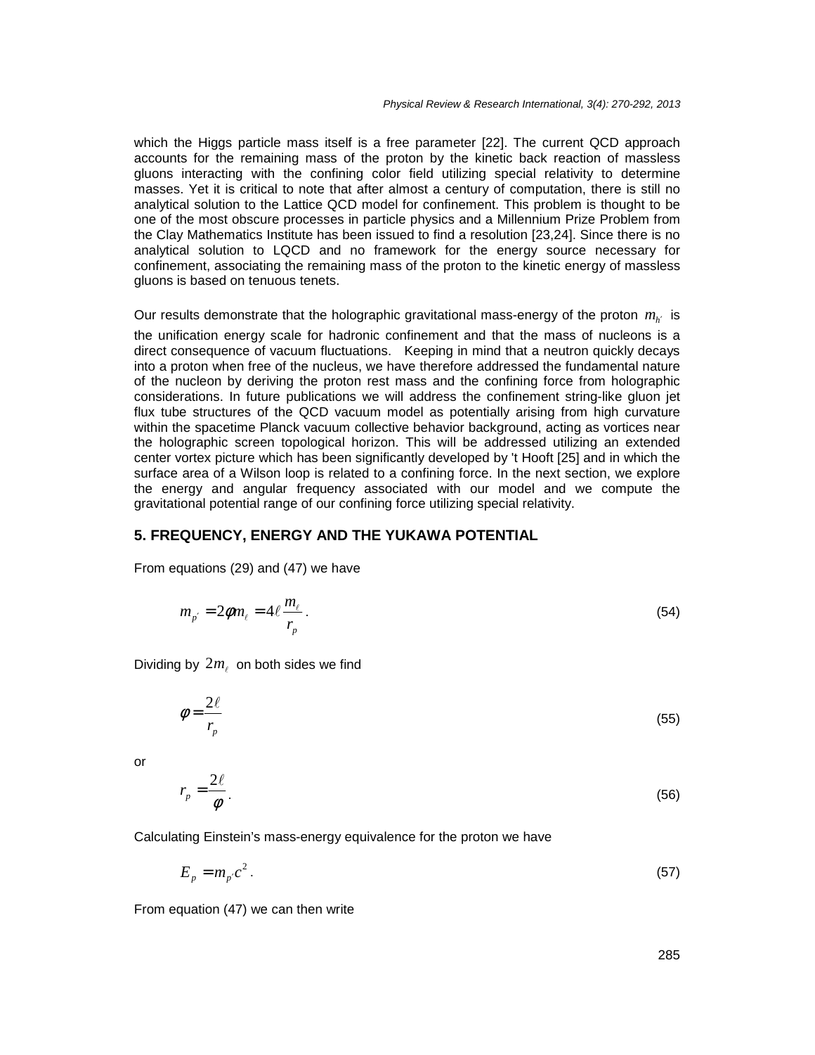which the Higgs particle mass itself is a free parameter [22]. The current QCD approach accounts for the remaining mass of the proton by the kinetic back reaction of massless gluons interacting with the confining color field utilizing special relativity to determine masses. Yet it is critical to note that after almost a century of computation, there is still no analytical solution to the Lattice QCD model for confinement. This problem is thought to be one of the most obscure processes in particle physics and a Millennium Prize Problem from the Clay Mathematics Institute has been issued to find a resolution [23,24]. Since there is no analytical solution to LQCD and no framework for the energy source necessary for confinement, associating the remaining mass of the proton to the kinetic energy of massless gluons is based on tenuous tenets.

Our results demonstrate that the holographic gravitational mass-energy of the proton $m_{h'}$ is the unification energy scale for hadronic confinement and that the mass of nucleons is a direct consequence of vacuum fluctuations. Keeping in mind that a neutron quickly decays into a proton when free of the nucleus, we have therefore addressed the fundamental nature of the nucleon by deriving the proton rest mass and the confining force from holographic considerations. In future publications we will address the confinement string-like gluon jet flux tube structures of the QCD vacuum model as potentially arising from high curvature within the spacetime Planck vacuum collective behavior background, acting as vortices near the holographic screen topological horizon. This will be addressed utilizing an extended center vortex picture which has been significantly developed by 't Hooft [25] and in which the surface area of a Wilson loop is related to a confining force. In the next section, we explore the energy and angular frequency associated with our model and we compute the gravitational potential range of our confining force utilizing special relativity.

## 5. FREQUENCY, ENERGY AND THE YUKAWA POTENTIAL

From equations (29) and (47) we have

$$m_{p'} = 2\phi m_{\ell} = 4\ell \frac{m_{\ell}}{r_p}. \tag{54}$$

Dividing by $2m_{\ell}$ on both sides we find

$$\phi = \frac{2\ell}{r_p} \tag{55}$$

or

$$r_p = \frac{2\ell}{\phi}. \tag{56}$$

Calculating Einstein's mass-energy equivalence for the proton we have

$$E_p = m_{p'} c^2. \tag{57}$$

From equation (47) we can then write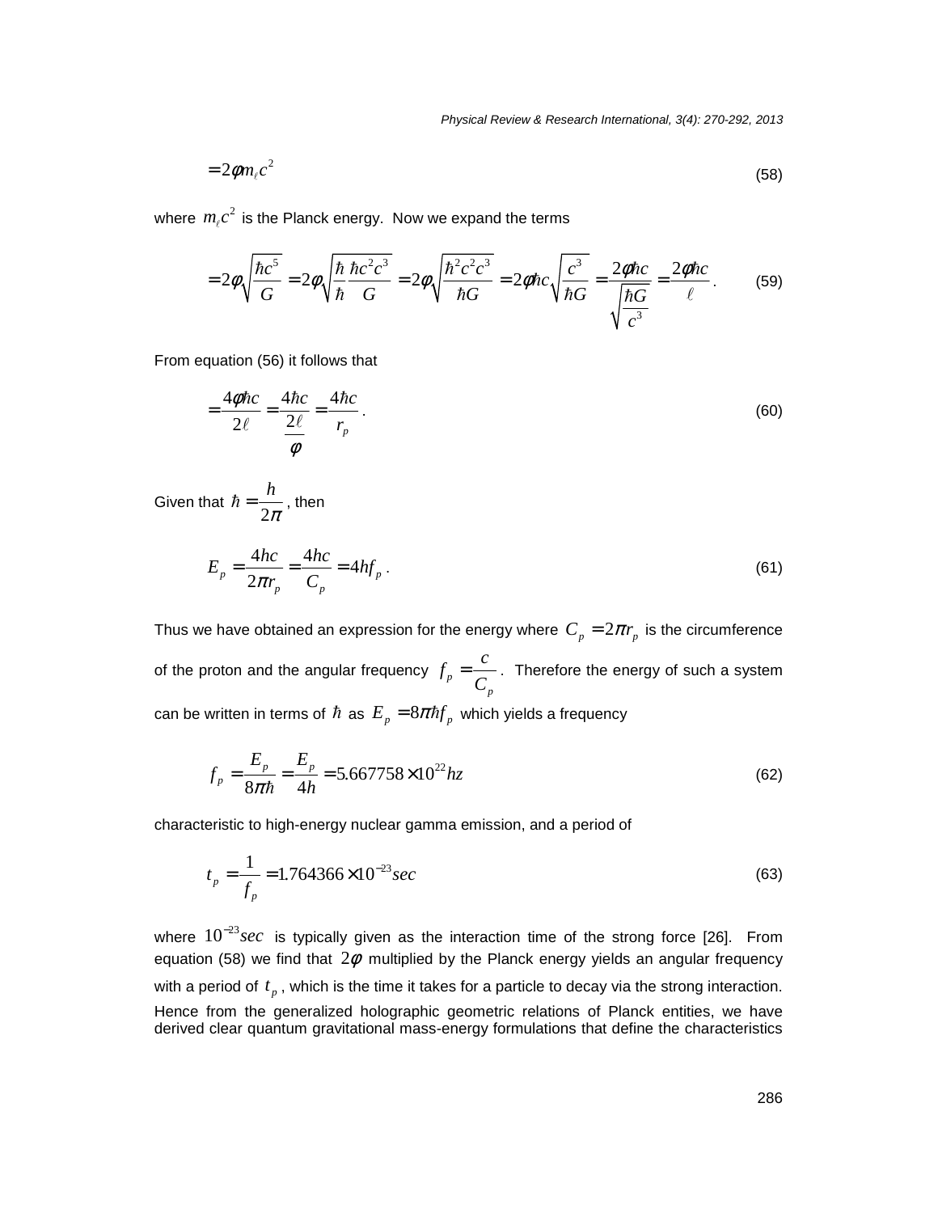$$= 2\phi m_\ell c^2 \tag{58}$$

where $m_\ell c^2$ is the Planck energy. Now we expand the terms

$$= 2\phi\sqrt{\frac{\hbar c^5}{G}} = 2\phi\sqrt{\frac{\hbar}{\hbar}\frac{\hbar c^2 c^3}{G}} = 2\phi\sqrt{\frac{\hbar^2 c^2 c^3}{\hbar G}} = 2\phi\hbar c\sqrt{\frac{c^3}{\hbar G}} = \frac{2\phi\hbar c}{\sqrt{\frac{\hbar G}{c^3}}} = \frac{2\phi\hbar c}{\ell}. \tag{59}$$

From equation (56) it follows that

$$= \frac{4\phi\hbar c}{2\ell} = \frac{4\hbar c}{\frac{2\ell}{\phi}} = \frac{4\hbar c}{r_p}. \tag{60}$$

Given that $\hbar = \dfrac{h}{2\pi}$, then

$$E_p = \frac{4hc}{2\pi r_p} = \frac{4hc}{C_p} = 4hf_p. \tag{61}$$

Thus we have obtained an expression for the energy where $C_p = 2\pi r_p$ is the circumference of the proton and the angular frequency $f_p = \dfrac{c}{C_p}$. Therefore the energy of such a system can be written in terms of $\hbar$ as $E_p = 8\pi\hbar f_p$ which yields a frequency

$$f_p = \frac{E_p}{8\pi\hbar} = \frac{E_p}{4h} = 5.667758 \times 10^{22} hz \tag{62}$$

characteristic to high-energy nuclear gamma emission, and a period of

$$t_p = \frac{1}{f_p} = 1.764366 \times 10^{-23} sec \tag{63}$$

where $10^{-23} sec$ is typically given as the interaction time of the strong force [26]. From equation (58) we find that $2\phi$ multiplied by the Planck energy yields an angular frequency with a period of $t_p$, which is the time it takes for a particle to decay via the strong interaction. Hence from the generalized holographic geometric relations of Planck entities, we have derived clear quantum gravitational mass-energy formulations that define the characteristics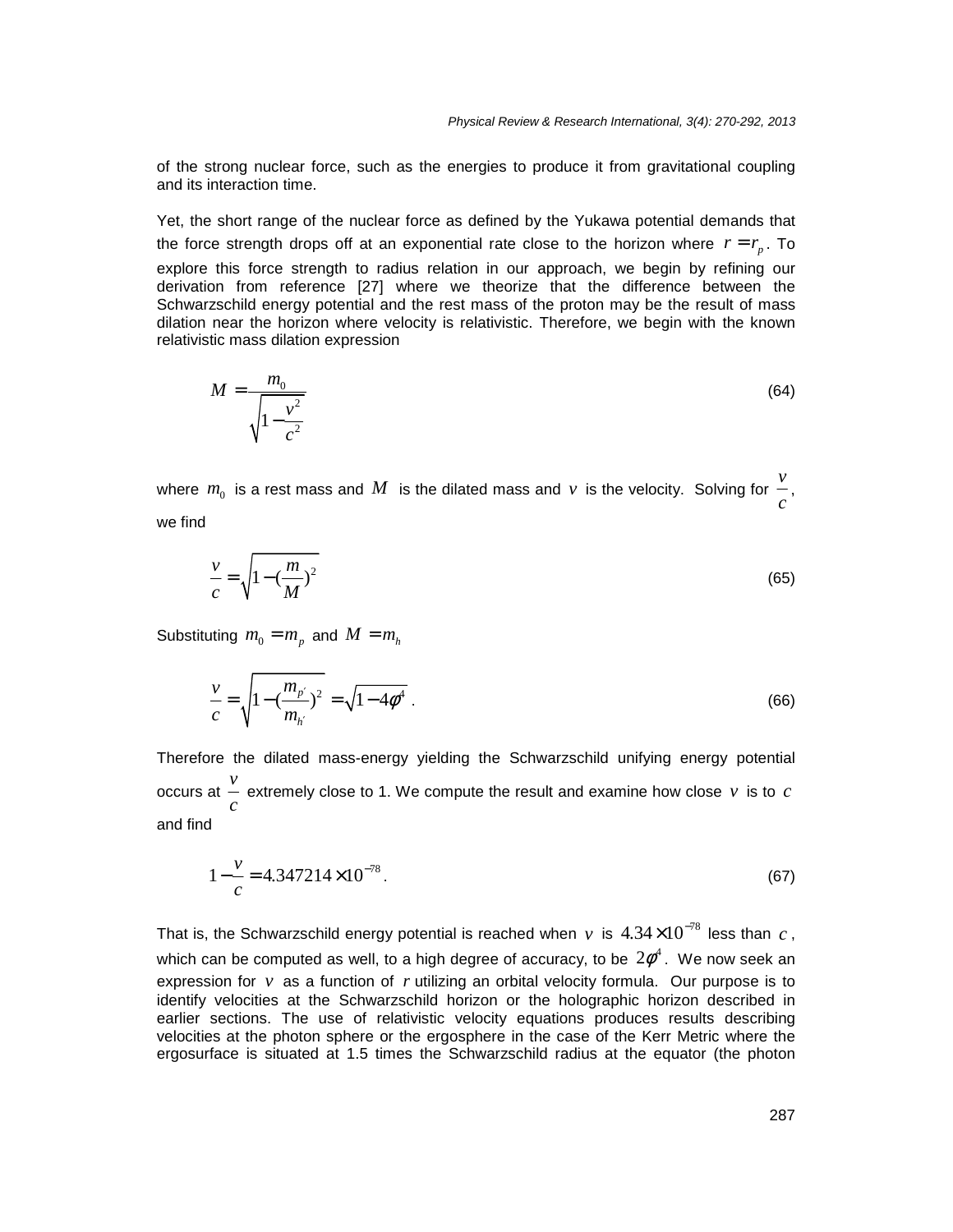of the strong nuclear force, such as the energies to produce it from gravitational coupling and its interaction time.

Yet, the short range of the nuclear force as defined by the Yukawa potential demands that the force strength drops off at an exponential rate close to the horizon where $r = r_p$. To explore this force strength to radius relation in our approach, we begin by refining our derivation from reference [27] where we theorize that the difference between the Schwarzschild energy potential and the rest mass of the proton may be the result of mass dilation near the horizon where velocity is relativistic. Therefore, we begin with the known relativistic mass dilation expression

$$M = \frac{m_0}{\sqrt{1 - \frac{v^2}{c^2}}} \tag{64}$$

where $m_0$ is a rest mass and $M$ is the dilated mass and $v$ is the velocity. Solving for $\frac{v}{c}$, we find

$$\frac{v}{c} = \sqrt{1 - (\frac{m}{M})^2} \tag{65}$$

Substituting $m_0 = m_p$ and $M = m_h$

$$\frac{v}{c} = \sqrt{1 - (\frac{m_{p'}}{m_{h'}})^2} = \sqrt{1 - 4\phi^4}\ . \tag{66}$$

Therefore the dilated mass-energy yielding the Schwarzschild unifying energy potential occurs at $\frac{v}{c}$ extremely close to 1. We compute the result and examine how close $v$ is to $c$ and find

$$1 - \frac{v}{c} = 4.347214 \times 10^{-78}. \tag{67}$$

That is, the Schwarzschild energy potential is reached when $v$ is $4.34 \times 10^{-78}$ less than $c$, which can be computed as well, to a high degree of accuracy, to be $2\phi^4$. We now seek an expression for $v$ as a function of $r$ utilizing an orbital velocity formula. Our purpose is to identify velocities at the Schwarzschild horizon or the holographic horizon described in earlier sections. The use of relativistic velocity equations produces results describing velocities at the photon sphere or the ergosphere in the case of the Kerr Metric where the ergosurface is situated at 1.5 times the Schwarzschild radius at the equator (the photon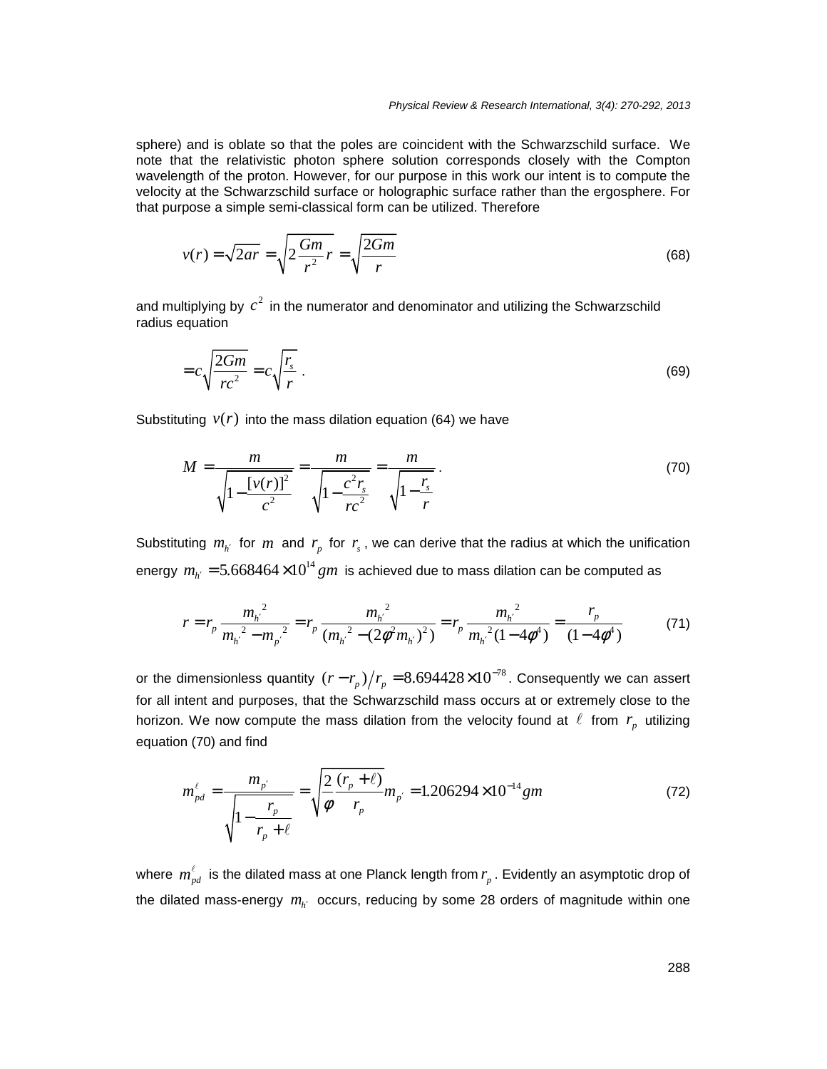sphere) and is oblate so that the poles are coincident with the Schwarzschild surface. We note that the relativistic photon sphere solution corresponds closely with the Compton wavelength of the proton. However, for our purpose in this work our intent is to compute the velocity at the Schwarzschild surface or holographic surface rather than the ergosphere. For that purpose a simple semi-classical form can be utilized. Therefore

$$v(r) = \sqrt{2ar} = \sqrt{2\frac{Gm}{r^2}r} = \sqrt{\frac{2Gm}{r}} \tag{68}$$

and multiplying by $c^2$ in the numerator and denominator and utilizing the Schwarzschild radius equation

$$= c\sqrt{\frac{2Gm}{rc^2}} = c\sqrt{\frac{r_s}{r}} \,. \tag{69}$$

Substituting $v(r)$ into the mass dilation equation (64) we have

$$M = \frac{m}{\sqrt{1 - \frac{[v(r)]^2}{c^2}}} = \frac{m}{\sqrt{1 - \frac{c^2 r_s}{rc^2}}} = \frac{m}{\sqrt{1 - \frac{r_s}{r}}} \,. \tag{70}$$

Substituting $m_{h'}$ for $m$ and $r_p$ for $r_s$, we can derive that the radius at which the unification energy $m_{h'} = 5.668464 \times 10^{14}\, gm$ is achieved due to mass dilation can be computed as

$$r = r_p \frac{{m_{h'}}^2}{{m_{h'}}^2 - {m_{p'}}^2} = r_p \frac{{m_{h'}}^2}{({m_{h'}}^2 - (2\phi^2 m_{h'})^2)} = r_p \frac{{m_{h'}}^2}{{m_{h'}}^2 (1 - 4\phi^4)} = \frac{r_p}{(1 - 4\phi^4)} \tag{71}$$

or the dimensionless quantity $(r - r_p)/r_p = 8.694428 \times 10^{-78}$. Consequently we can assert for all intent and purposes, that the Schwarzschild mass occurs at or extremely close to the horizon. We now compute the mass dilation from the velocity found at $\ell$ from $r_p$ utilizing equation (70) and find

$$m_{pd}^{\ell} = \frac{m_{p'}}{\sqrt{1 - \frac{r_p}{r_p + \ell}}} = \sqrt{\frac{2}{\phi} \frac{(r_p + \ell)}{r_p}} m_{p'} = 1.206294 \times 10^{-14} gm \tag{72}$$

where $m_{pd}^{\ell}$ is the dilated mass at one Planck length from $r_p$. Evidently an asymptotic drop of the dilated mass-energy $m_{h'}$ occurs, reducing by some 28 orders of magnitude within one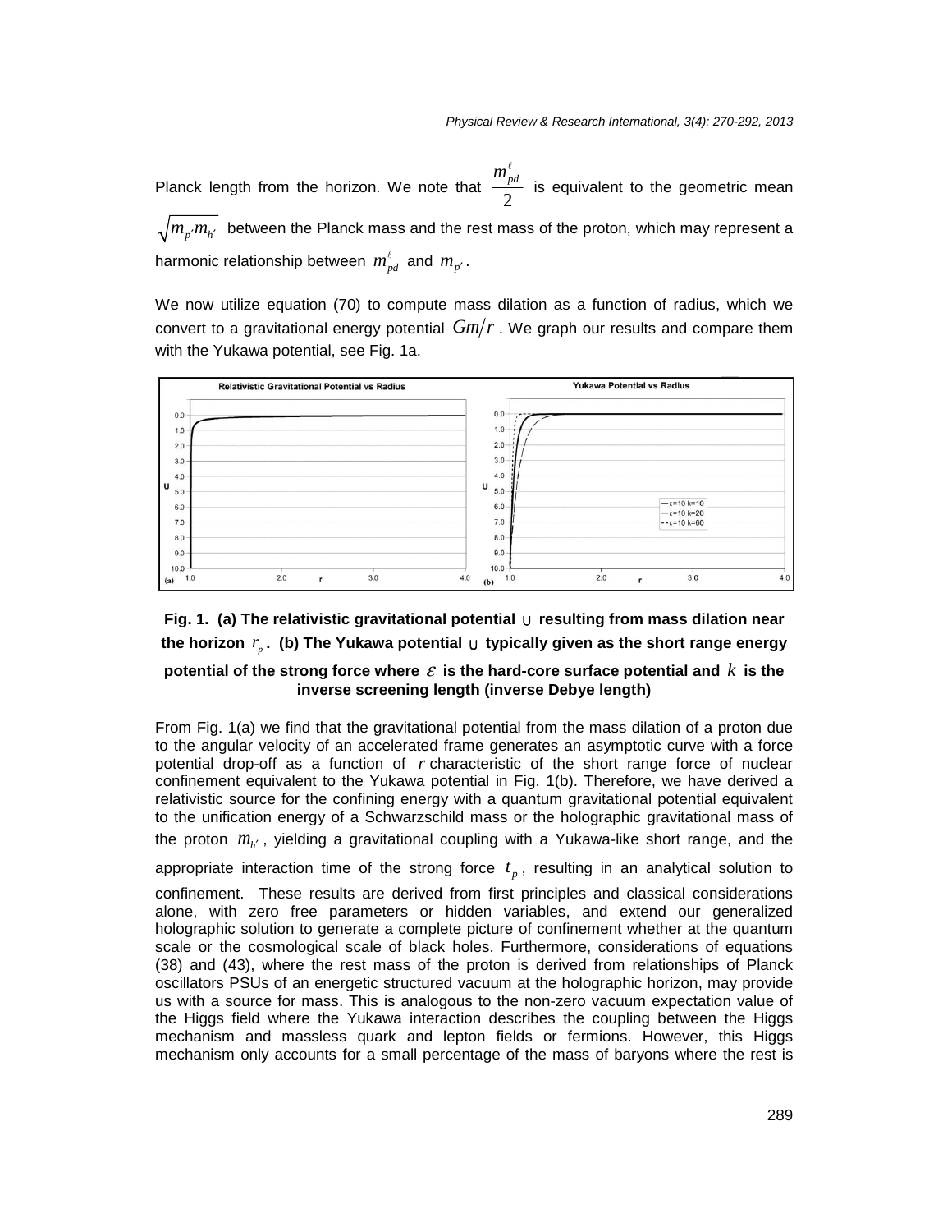Planck length from the horizon. We note that $\frac{m_{pd}^{\ell}}{2}$ is equivalent to the geometric mean $\sqrt{m_{p'} m_{h'}}$ between the Planck mass and the rest mass of the proton, which may represent a harmonic relationship between $m_{pd}^{\ell}$ and $m_{p'}$.

We now utilize equation (70) to compute mass dilation as a function of radius, which we convert to a gravitational energy potential $Gm/r$. We graph our results and compare them with the Yukawa potential, see Fig. 1a.

**Fig. 1. (a) The relativistic gravitational potential $\cup$ resulting from mass dilation near the horizon $r_p$. (b) The Yukawa potential $\cup$ typically given as the short range energy potential of the strong force where $\varepsilon$ is the hard-core surface potential and $k$ is the inverse screening length (inverse Debye length)**

From Fig. 1(a) we find that the gravitational potential from the mass dilation of a proton due to the angular velocity of an accelerated frame generates an asymptotic curve with a force potential drop-off as a function of $r$ characteristic of the short range force of nuclear confinement equivalent to the Yukawa potential in Fig. 1(b). Therefore, we have derived a relativistic source for the confining energy with a quantum gravitational potential equivalent to the unification energy of a Schwarzschild mass or the holographic gravitational mass of the proton $m_{h'}$, yielding a gravitational coupling with a Yukawa-like short range, and the appropriate interaction time of the strong force $t_p$, resulting in an analytical solution to confinement. These results are derived from first principles and classical considerations alone, with zero free parameters or hidden variables, and extend our generalized holographic solution to generate a complete picture of confinement whether at the quantum scale or the cosmological scale of black holes. Furthermore, considerations of equations (38) and (43), where the rest mass of the proton is derived from relationships of Planck oscillators PSUs of an energetic structured vacuum at the holographic horizon, may provide us with a source for mass. This is analogous to the non-zero vacuum expectation value of the Higgs field where the Yukawa interaction describes the coupling between the Higgs mechanism and massless quark and lepton fields or fermions. However, this Higgs mechanism only accounts for a small percentage of the mass of baryons where the rest is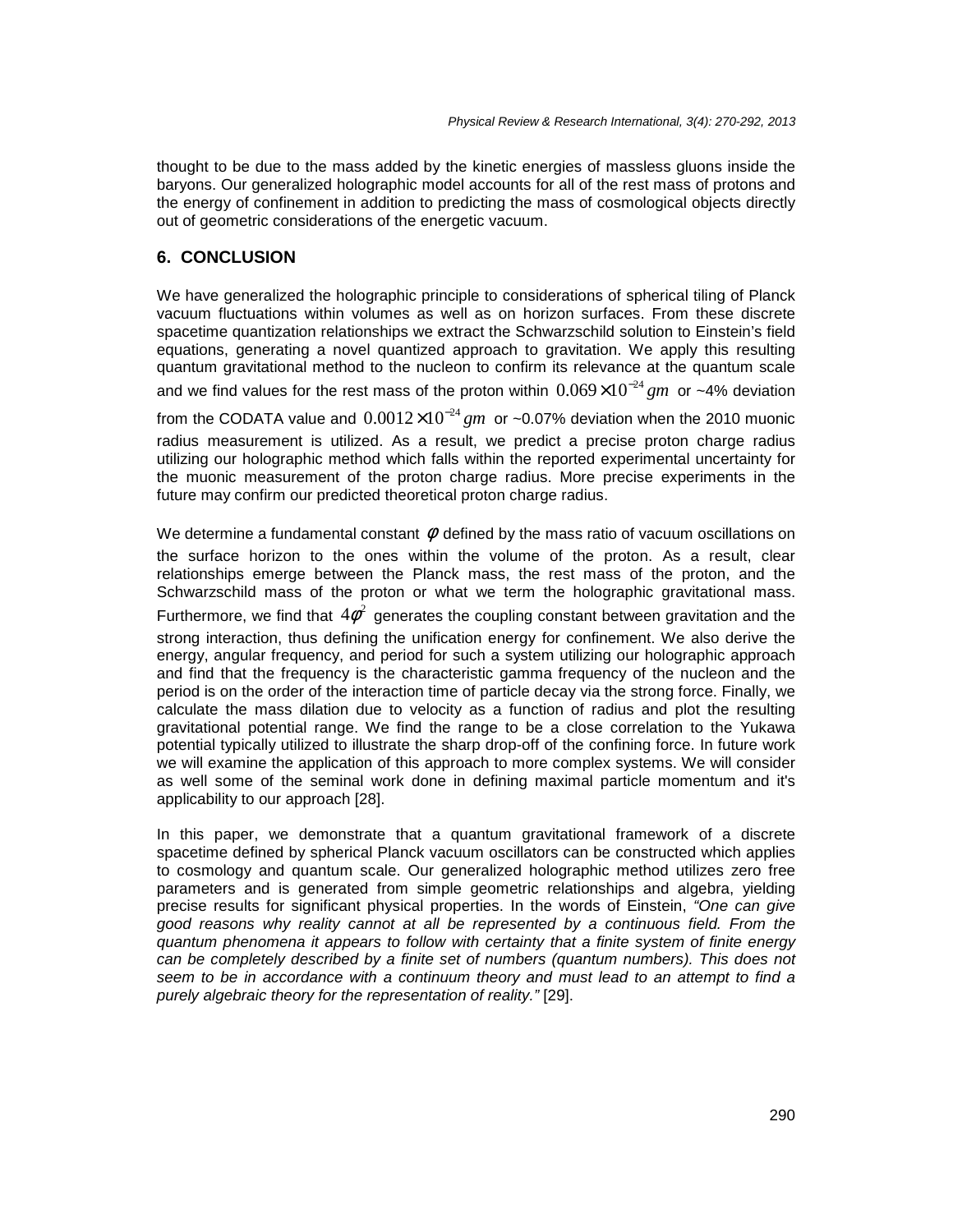thought to be due to the mass added by the kinetic energies of massless gluons inside the baryons. Our generalized holographic model accounts for all of the rest mass of protons and the energy of confinement in addition to predicting the mass of cosmological objects directly out of geometric considerations of the energetic vacuum.

## 6. CONCLUSION

We have generalized the holographic principle to considerations of spherical tiling of Planck vacuum fluctuations within volumes as well as on horizon surfaces. From these discrete spacetime quantization relationships we extract the Schwarzschild solution to Einstein's field equations, generating a novel quantized approach to gravitation. We apply this resulting quantum gravitational method to the nucleon to confirm its relevance at the quantum scale and we find values for the rest mass of the proton within $0.069 \times 10^{-24}\, gm$ or ~4% deviation from the CODATA value and $0.0012 \times 10^{-24}\, gm$ or ~0.07% deviation when the 2010 muonic radius measurement is utilized. As a result, we predict a precise proton charge radius utilizing our holographic method which falls within the reported experimental uncertainty for the muonic measurement of the proton charge radius. More precise experiments in the future may confirm our predicted theoretical proton charge radius.

We determine a fundamental constant $\phi$ defined by the mass ratio of vacuum oscillations on the surface horizon to the ones within the volume of the proton. As a result, clear relationships emerge between the Planck mass, the rest mass of the proton, and the Schwarzschild mass of the proton or what we term the holographic gravitational mass. Furthermore, we find that $4\phi^2$ generates the coupling constant between gravitation and the strong interaction, thus defining the unification energy for confinement. We also derive the energy, angular frequency, and period for such a system utilizing our holographic approach and find that the frequency is the characteristic gamma frequency of the nucleon and the period is on the order of the interaction time of particle decay via the strong force. Finally, we calculate the mass dilation due to velocity as a function of radius and plot the resulting gravitational potential range. We find the range to be a close correlation to the Yukawa potential typically utilized to illustrate the sharp drop-off of the confining force. In future work we will examine the application of this approach to more complex systems. We will consider as well some of the seminal work done in defining maximal particle momentum and it's applicability to our approach [28].

In this paper, we demonstrate that a quantum gravitational framework of a discrete spacetime defined by spherical Planck vacuum oscillators can be constructed which applies to cosmology and quantum scale. Our generalized holographic method utilizes zero free parameters and is generated from simple geometric relationships and algebra, yielding precise results for significant physical properties. In the words of Einstein, *"One can give good reasons why reality cannot at all be represented by a continuous field. From the quantum phenomena it appears to follow with certainty that a finite system of finite energy can be completely described by a finite set of numbers (quantum numbers). This does not seem to be in accordance with a continuum theory and must lead to an attempt to find a purely algebraic theory for the representation of reality."* [29].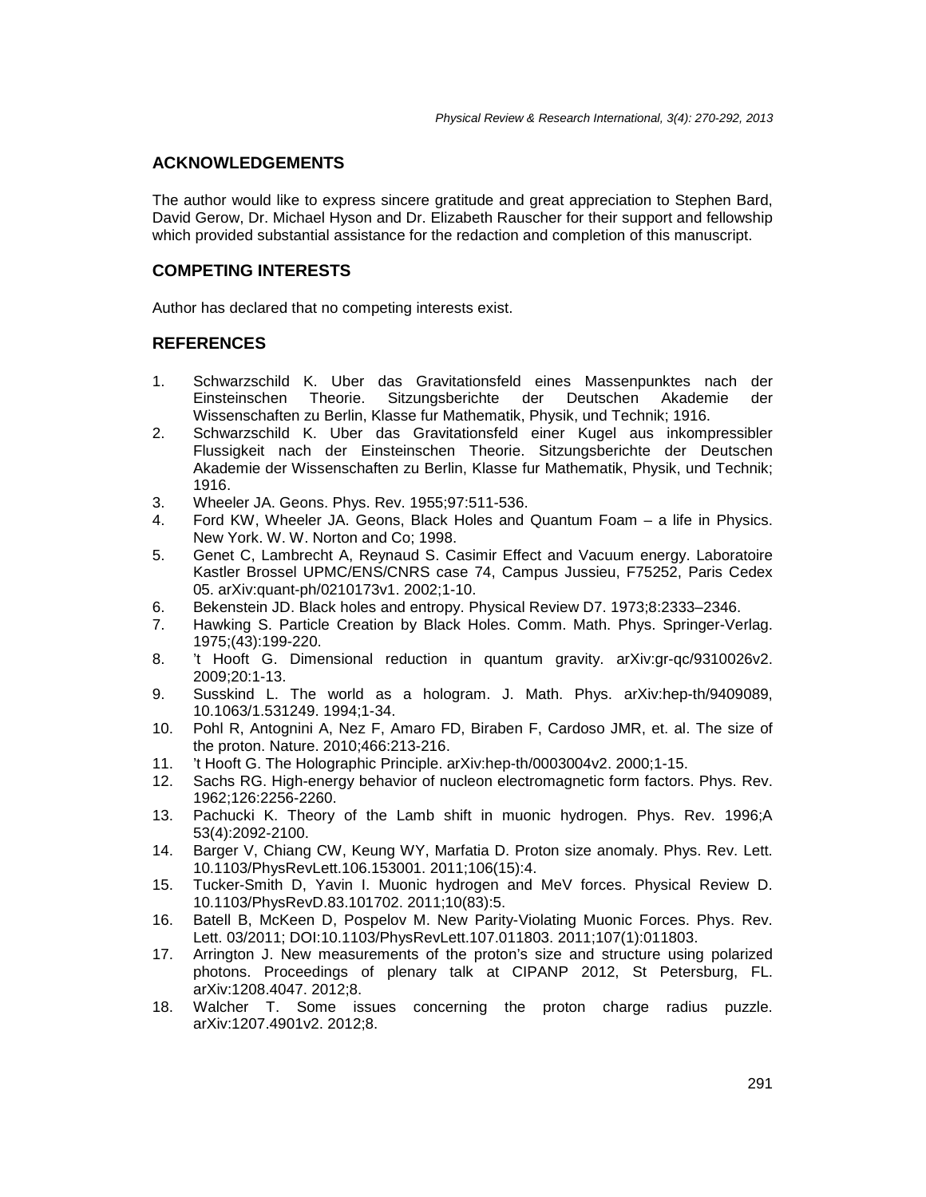## ACKNOWLEDGEMENTS

The author would like to express sincere gratitude and great appreciation to Stephen Bard, David Gerow, Dr. Michael Hyson and Dr. Elizabeth Rauscher for their support and fellowship which provided substantial assistance for the redaction and completion of this manuscript.

## COMPETING INTERESTS

Author has declared that no competing interests exist.

## REFERENCES

1. Schwarzschild K. Uber das Gravitationsfeld eines Massenpunktes nach der Einsteinschen Theorie. Sitzungsberichte der Deutschen Akademie der Wissenschaften zu Berlin, Klasse fur Mathematik, Physik, und Technik; 1916.
2. Schwarzschild K. Uber das Gravitationsfeld einer Kugel aus inkompressibler Flussigkeit nach der Einsteinschen Theorie. Sitzungsberichte der Deutschen Akademie der Wissenschaften zu Berlin, Klasse fur Mathematik, Physik, und Technik; 1916.
3. Wheeler JA. Geons. Phys. Rev. 1955;97:511-536.
4. Ford KW, Wheeler JA. Geons, Black Holes and Quantum Foam – a life in Physics. New York. W. W. Norton and Co; 1998.
5. Genet C, Lambrecht A, Reynaud S. Casimir Effect and Vacuum energy. Laboratoire Kastler Brossel UPMC/ENS/CNRS case 74, Campus Jussieu, F75252, Paris Cedex 05. arXiv:quant-ph/0210173v1. 2002;1-10.
6. Bekenstein JD. Black holes and entropy. Physical Review D7. 1973;8:2333–2346.
7. Hawking S. Particle Creation by Black Holes. Comm. Math. Phys. Springer-Verlag. 1975;(43):199-220.
8. 't Hooft G. Dimensional reduction in quantum gravity. arXiv:gr-qc/9310026v2. 2009;20:1-13.
9. Susskind L. The world as a hologram. J. Math. Phys. arXiv:hep-th/9409089, 10.1063/1.531249. 1994;1-34.
10. Pohl R, Antognini A, Nez F, Amaro FD, Biraben F, Cardoso JMR, et. al. The size of the proton. Nature. 2010;466:213-216.
11. 't Hooft G. The Holographic Principle. arXiv:hep-th/0003004v2. 2000;1-15.
12. Sachs RG. High-energy behavior of nucleon electromagnetic form factors. Phys. Rev. 1962;126:2256-2260.
13. Pachucki K. Theory of the Lamb shift in muonic hydrogen. Phys. Rev. 1996;A 53(4):2092-2100.
14. Barger V, Chiang CW, Keung WY, Marfatia D. Proton size anomaly. Phys. Rev. Lett. 10.1103/PhysRevLett.106.153001. 2011;106(15):4.
15. Tucker-Smith D, Yavin I. Muonic hydrogen and MeV forces. Physical Review D. 10.1103/PhysRevD.83.101702. 2011;10(83):5.
16. Batell B, McKeen D, Pospelov M. New Parity-Violating Muonic Forces. Phys. Rev. Lett. 03/2011; DOI:10.1103/PhysRevLett.107.011803. 2011;107(1):011803.
17. Arrington J. New measurements of the proton's size and structure using polarized photons. Proceedings of plenary talk at CIPANP 2012, St Petersburg, FL. arXiv:1208.4047. 2012;8.
18. Walcher T. Some issues concerning the proton charge radius puzzle. arXiv:1207.4901v2. 2012;8.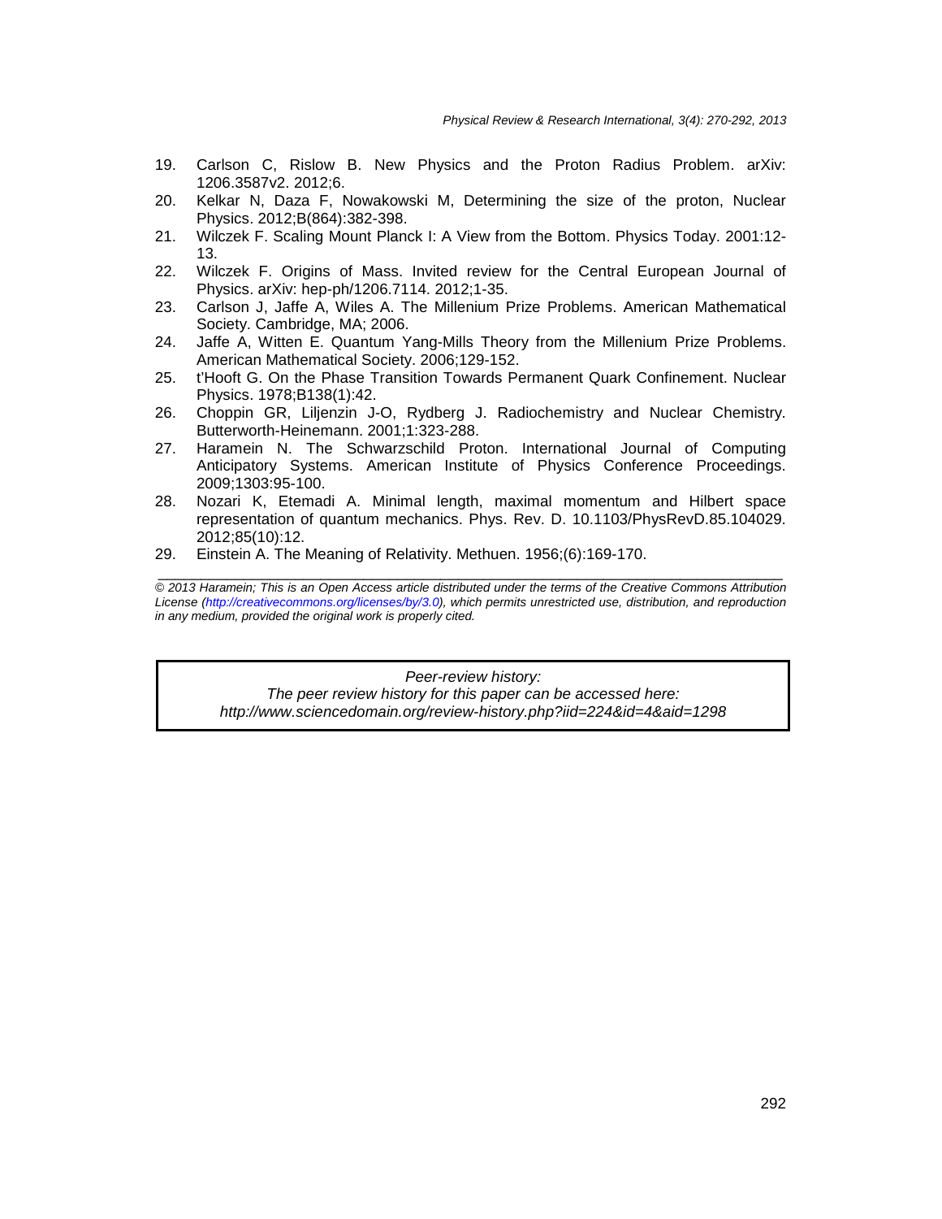19. Carlson C, Rislow B. New Physics and the Proton Radius Problem. arXiv: 1206.3587v2. 2012;6.
20. Kelkar N, Daza F, Nowakowski M, Determining the size of the proton, Nuclear Physics. 2012;B(864):382-398.
21. Wilczek F. Scaling Mount Planck I: A View from the Bottom. Physics Today. 2001:12-13.
22. Wilczek F. Origins of Mass. Invited review for the Central European Journal of Physics. arXiv: hep-ph/1206.7114. 2012;1-35.
23. Carlson J, Jaffe A, Wiles A. The Millenium Prize Problems. American Mathematical Society. Cambridge, MA; 2006.
24. Jaffe A, Witten E. Quantum Yang-Mills Theory from the Millenium Prize Problems. American Mathematical Society. 2006;129-152.
25. t'Hooft G. On the Phase Transition Towards Permanent Quark Confinement. Nuclear Physics. 1978;B138(1):42.
26. Choppin GR, Liljenzin J-O, Rydberg J. Radiochemistry and Nuclear Chemistry. Butterworth-Heinemann. 2001;1:323-288.
27. Haramein N. The Schwarzschild Proton. International Journal of Computing Anticipatory Systems. American Institute of Physics Conference Proceedings. 2009;1303:95-100.
28. Nozari K, Etemadi A. Minimal length, maximal momentum and Hilbert space representation of quantum mechanics. Phys. Rev. D. 10.1103/PhysRevD.85.104029. 2012;85(10):12.
29. Einstein A. The Meaning of Relativity. Methuen. 1956;(6):169-170.

---

*© 2013 Haramein; This is an Open Access article distributed under the terms of the Creative Commons Attribution License (http://creativecommons.org/licenses/by/3.0), which permits unrestricted use, distribution, and reproduction in any medium, provided the original work is properly cited.*

*Peer-review history:*
*The peer review history for this paper can be accessed here:*
*http://www.sciencedomain.org/review-history.php?iid=224&id=4&aid=1298*